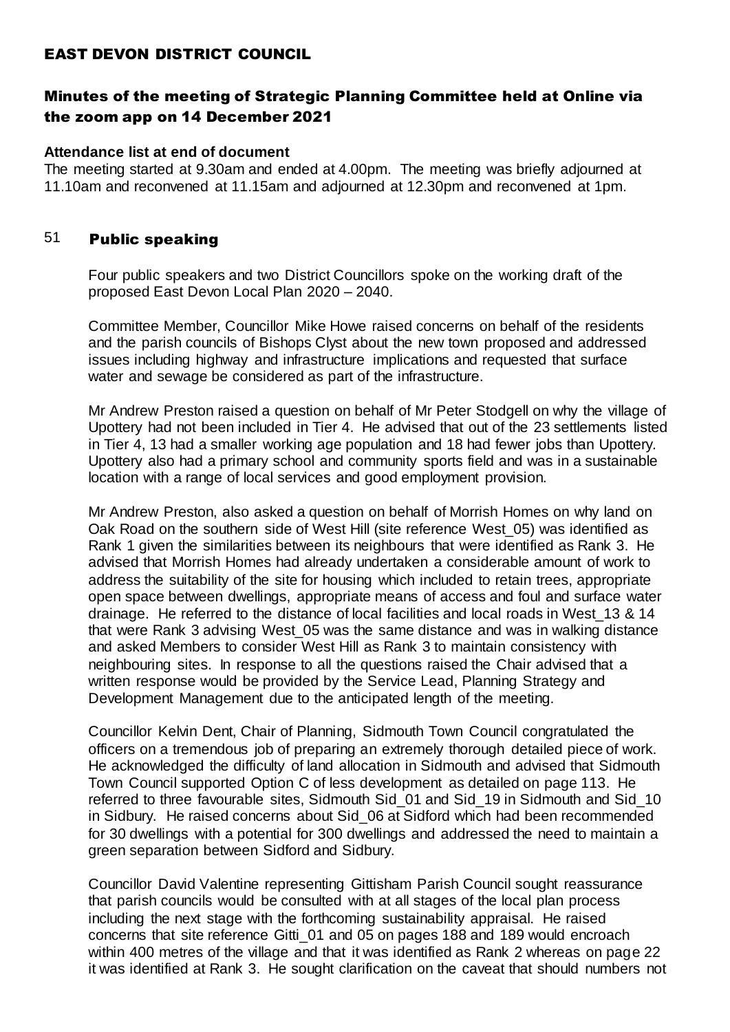# EAST DEVON DISTRICT COUNCIL

## Minutes of the meeting of Strategic Planning Committee held at Online via the zoom app on 14 December 2021

**Attendance list at end of document**

The meeting started at 9.30am and ended at 4.00pm. The meeting was briefly adjourned at 11.10am and reconvened at 11.15am and adjourned at 12.30pm and reconvened at 1pm.

### 51 Public speaking

Four public speakers and two District Councillors spoke on the working draft of the proposed East Devon Local Plan 2020 – 2040.

Committee Member, Councillor Mike Howe raised concerns on behalf of the residents and the parish councils of Bishops Clyst about the new town proposed and addressed issues including highway and infrastructure implications and requested that surface water and sewage be considered as part of the infrastructure.

Mr Andrew Preston raised a question on behalf of Mr Peter Stodgell on why the village of Upottery had not been included in Tier 4. He advised that out of the 23 settlements listed in Tier 4, 13 had a smaller working age population and 18 had fewer jobs than Upottery. Upottery also had a primary school and community sports field and was in a sustainable location with a range of local services and good employment provision.

Mr Andrew Preston, also asked a question on behalf of Morrish Homes on why land on Oak Road on the southern side of West Hill (site reference West_05) was identified as Rank 1 given the similarities between its neighbours that were identified as Rank 3. He advised that Morrish Homes had already undertaken a considerable amount of work to address the suitability of the site for housing which included to retain trees, appropriate open space between dwellings, appropriate means of access and foul and surface water drainage. He referred to the distance of local facilities and local roads in West_13 & 14 that were Rank 3 advising West_05 was the same distance and was in walking distance and asked Members to consider West Hill as Rank 3 to maintain consistency with neighbouring sites. In response to all the questions raised the Chair advised that a written response would be provided by the Service Lead, Planning Strategy and Development Management due to the anticipated length of the meeting.

Councillor Kelvin Dent, Chair of Planning, Sidmouth Town Council congratulated the officers on a tremendous job of preparing an extremely thorough detailed piece of work. He acknowledged the difficulty of land allocation in Sidmouth and advised that Sidmouth Town Council supported Option C of less development as detailed on page 113. He referred to three favourable sites, Sidmouth Sid_01 and Sid_19 in Sidmouth and Sid_10 in Sidbury. He raised concerns about Sid_06 at Sidford which had been recommended for 30 dwellings with a potential for 300 dwellings and addressed the need to maintain a green separation between Sidford and Sidbury.

Councillor David Valentine representing Gittisham Parish Council sought reassurance that parish councils would be consulted with at all stages of the local plan process including the next stage with the forthcoming sustainability appraisal. He raised concerns that site reference Gitti_01 and 05 on pages 188 and 189 would encroach within 400 metres of the village and that it was identified as Rank 2 whereas on page 22 it was identified at Rank 3. He sought clarification on the caveat that should numbers not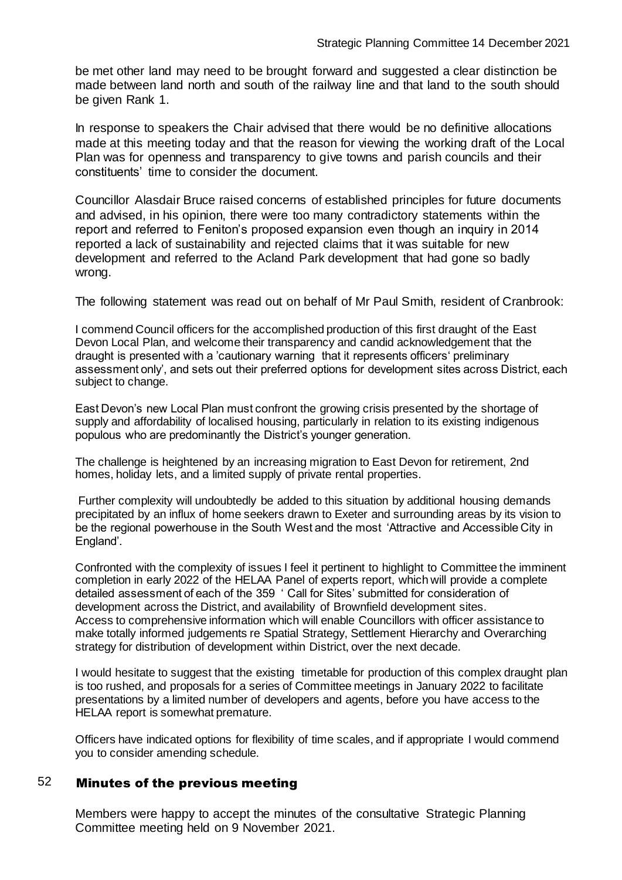be met other land may need to be brought forward and suggested a clear distinction be made between land north and south of the railway line and that land to the south should be given Rank 1.

In response to speakers the Chair advised that there would be no definitive allocations made at this meeting today and that the reason for viewing the working draft of the Local Plan was for openness and transparency to give towns and parish councils and their constituents' time to consider the document.

Councillor Alasdair Bruce raised concerns of established principles for future documents and advised, in his opinion, there were too many contradictory statements within the report and referred to Feniton's proposed expansion even though an inquiry in 2014 reported a lack of sustainability and rejected claims that it was suitable for new development and referred to the Acland Park development that had gone so badly wrong.

The following statement was read out on behalf of Mr Paul Smith, resident of Cranbrook:

I commend Council officers for the accomplished production of this first draught of the East Devon Local Plan, and welcome their transparency and candid acknowledgement that the draught is presented with a 'cautionary warning that it represents officers' preliminary assessment only', and sets out their preferred options for development sites across District, each subject to change.

East Devon's new Local Plan must confront the growing crisis presented by the shortage of supply and affordability of localised housing, particularly in relation to its existing indigenous populous who are predominantly the District's younger generation.

The challenge is heightened by an increasing migration to East Devon for retirement, 2nd homes, holiday lets, and a limited supply of private rental properties.

Further complexity will undoubtedly be added to this situation by additional housing demands precipitated by an influx of home seekers drawn to Exeter and surrounding areas by its vision to be the regional powerhouse in the South West and the most 'Attractive and Accessible City in England'.

Confronted with the complexity of issues I feel it pertinent to highlight to Committee the imminent completion in early 2022 of the HELAA Panel of experts report, which will provide a complete detailed assessment of each of the 359 ' Call for Sites' submitted for consideration of development across the District, and availability of Brownfield development sites. Access to comprehensive information which will enable Councillors with officer assistance to make totally informed judgements re Spatial Strategy, Settlement Hierarchy and Overarching strategy for distribution of development within District, over the next decade.

I would hesitate to suggest that the existing timetable for production of this complex draught plan is too rushed, and proposals for a series of Committee meetings in January 2022 to facilitate presentations by a limited number of developers and agents, before you have access to the HELAA report is somewhat premature.

Officers have indicated options for flexibility of time scales, and if appropriate I would commend you to consider amending schedule.

## 52 Minutes of the previous meeting

Members were happy to accept the minutes of the consultative Strategic Planning Committee meeting held on 9 November 2021.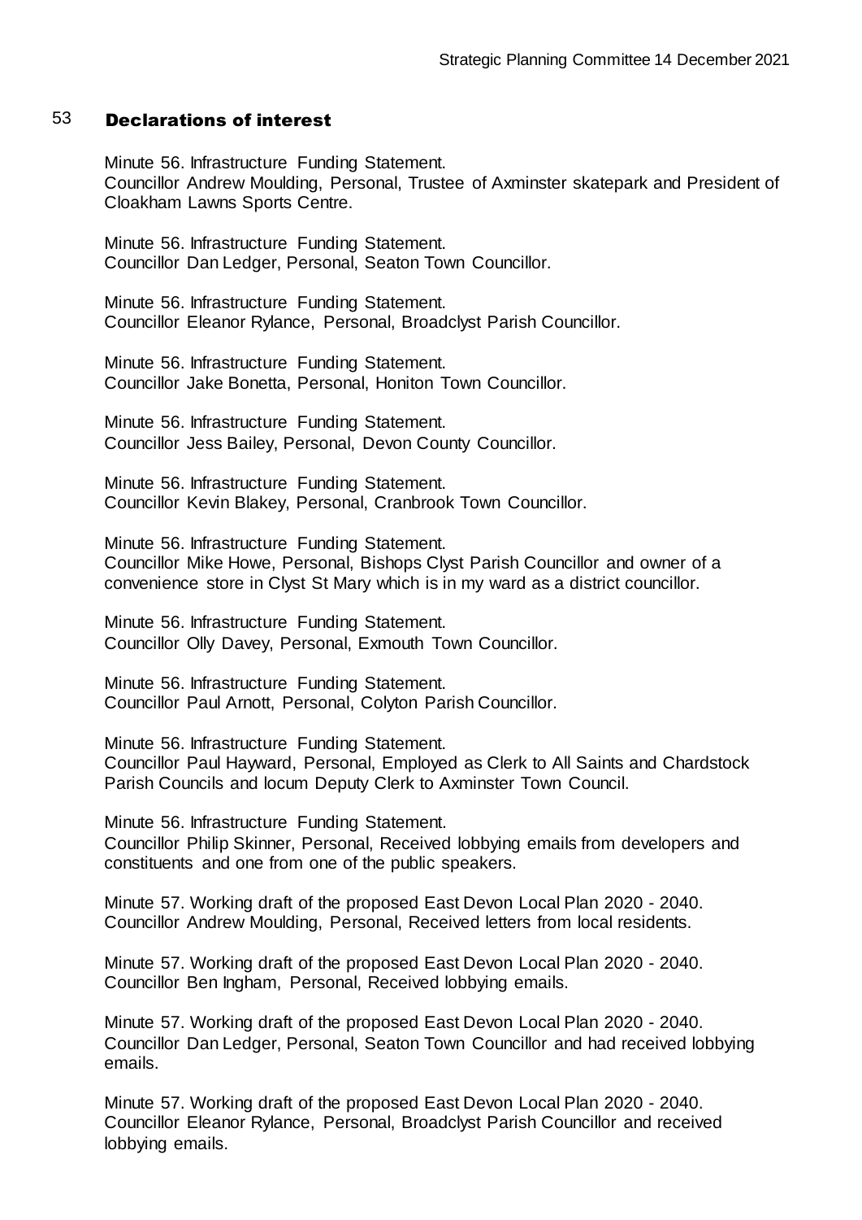## 53 Declarations of interest

Minute 56. Infrastructure Funding Statement.
Councillor Andrew Moulding, Personal, Trustee of Axminster skatepark and President of Cloakham Lawns Sports Centre.

Minute 56. Infrastructure Funding Statement.
Councillor Dan Ledger, Personal, Seaton Town Councillor.

Minute 56. Infrastructure Funding Statement.
Councillor Eleanor Rylance, Personal, Broadclyst Parish Councillor.

Minute 56. Infrastructure Funding Statement.
Councillor Jake Bonetta, Personal, Honiton Town Councillor.

Minute 56. Infrastructure Funding Statement.
Councillor Jess Bailey, Personal, Devon County Councillor.

Minute 56. Infrastructure Funding Statement.
Councillor Kevin Blakey, Personal, Cranbrook Town Councillor.

Minute 56. Infrastructure Funding Statement.
Councillor Mike Howe, Personal, Bishops Clyst Parish Councillor and owner of a convenience store in Clyst St Mary which is in my ward as a district councillor.

Minute 56. Infrastructure Funding Statement.
Councillor Olly Davey, Personal, Exmouth Town Councillor.

Minute 56. Infrastructure Funding Statement.
Councillor Paul Arnott, Personal, Colyton Parish Councillor.

Minute 56. Infrastructure Funding Statement.
Councillor Paul Hayward, Personal, Employed as Clerk to All Saints and Chardstock Parish Councils and locum Deputy Clerk to Axminster Town Council.

Minute 56. Infrastructure Funding Statement.
Councillor Philip Skinner, Personal, Received lobbying emails from developers and constituents and one from one of the public speakers.

Minute 57. Working draft of the proposed East Devon Local Plan 2020 - 2040.
Councillor Andrew Moulding, Personal, Received letters from local residents.

Minute 57. Working draft of the proposed East Devon Local Plan 2020 - 2040.
Councillor Ben Ingham, Personal, Received lobbying emails.

Minute 57. Working draft of the proposed East Devon Local Plan 2020 - 2040.
Councillor Dan Ledger, Personal, Seaton Town Councillor and had received lobbying emails.

Minute 57. Working draft of the proposed East Devon Local Plan 2020 - 2040.
Councillor Eleanor Rylance, Personal, Broadclyst Parish Councillor and received lobbying emails.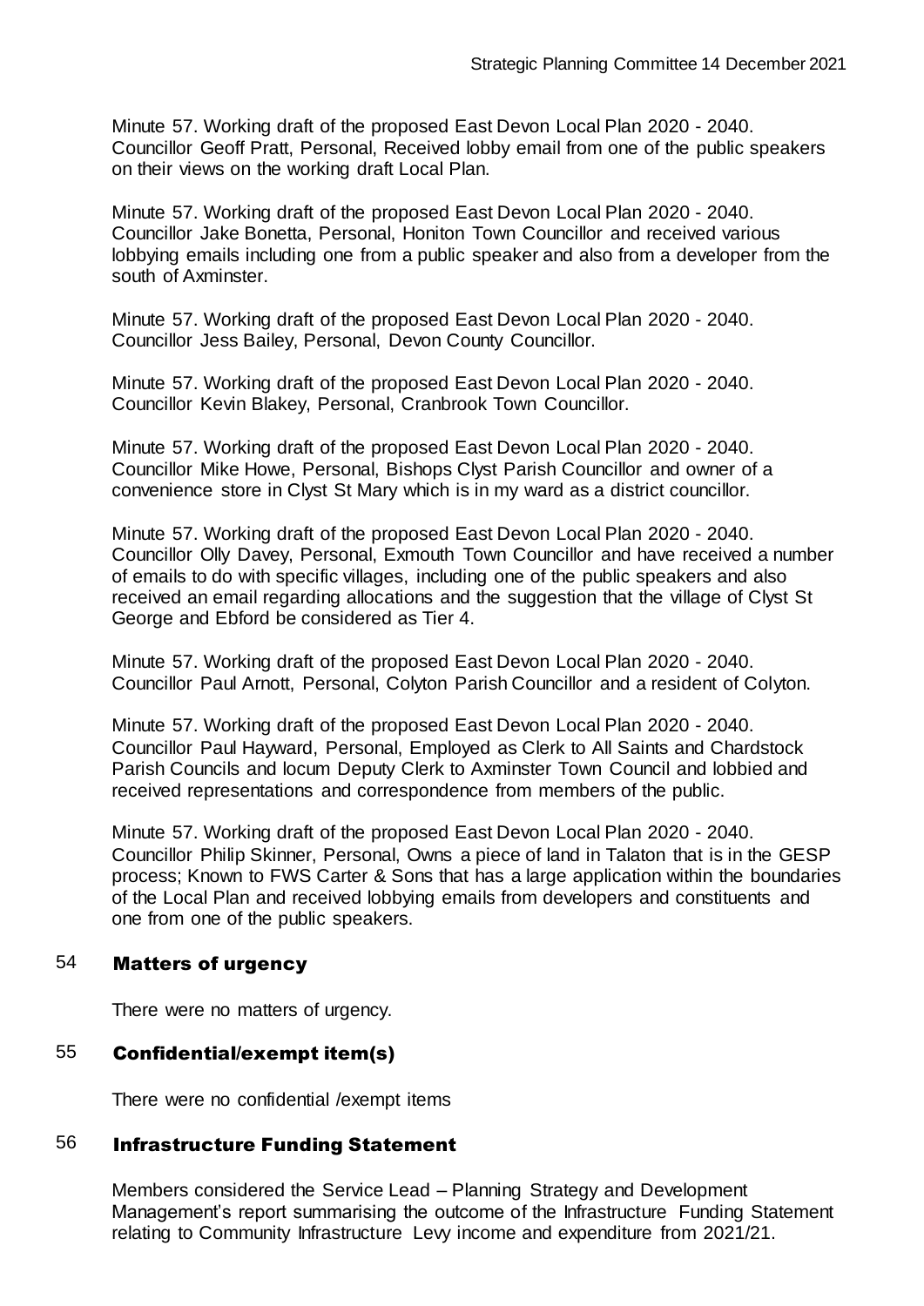Minute 57. Working draft of the proposed East Devon Local Plan 2020 - 2040.
Councillor Geoff Pratt, Personal, Received lobby email from one of the public speakers on their views on the working draft Local Plan.

Minute 57. Working draft of the proposed East Devon Local Plan 2020 - 2040.
Councillor Jake Bonetta, Personal, Honiton Town Councillor and received various lobbying emails including one from a public speaker and also from a developer from the south of Axminster.

Minute 57. Working draft of the proposed East Devon Local Plan 2020 - 2040.
Councillor Jess Bailey, Personal, Devon County Councillor.

Minute 57. Working draft of the proposed East Devon Local Plan 2020 - 2040.
Councillor Kevin Blakey, Personal, Cranbrook Town Councillor.

Minute 57. Working draft of the proposed East Devon Local Plan 2020 - 2040.
Councillor Mike Howe, Personal, Bishops Clyst Parish Councillor and owner of a convenience store in Clyst St Mary which is in my ward as a district councillor.

Minute 57. Working draft of the proposed East Devon Local Plan 2020 - 2040.
Councillor Olly Davey, Personal, Exmouth Town Councillor and have received a number of emails to do with specific villages, including one of the public speakers and also received an email regarding allocations and the suggestion that the village of Clyst St George and Ebford be considered as Tier 4.

Minute 57. Working draft of the proposed East Devon Local Plan 2020 - 2040.
Councillor Paul Arnott, Personal, Colyton Parish Councillor and a resident of Colyton.

Minute 57. Working draft of the proposed East Devon Local Plan 2020 - 2040.
Councillor Paul Hayward, Personal, Employed as Clerk to All Saints and Chardstock Parish Councils and locum Deputy Clerk to Axminster Town Council and lobbied and received representations and correspondence from members of the public.

Minute 57. Working draft of the proposed East Devon Local Plan 2020 - 2040.
Councillor Philip Skinner, Personal, Owns a piece of land in Talaton that is in the GESP process; Known to FWS Carter & Sons that has a large application within the boundaries of the Local Plan and received lobbying emails from developers and constituents and one from one of the public speakers.

## 54 Matters of urgency

There were no matters of urgency.

## 55 Confidential/exempt item(s)

There were no confidential /exempt items

## 56 Infrastructure Funding Statement

Members considered the Service Lead – Planning Strategy and Development Management's report summarising the outcome of the Infrastructure Funding Statement relating to Community Infrastructure Levy income and expenditure from 2021/21.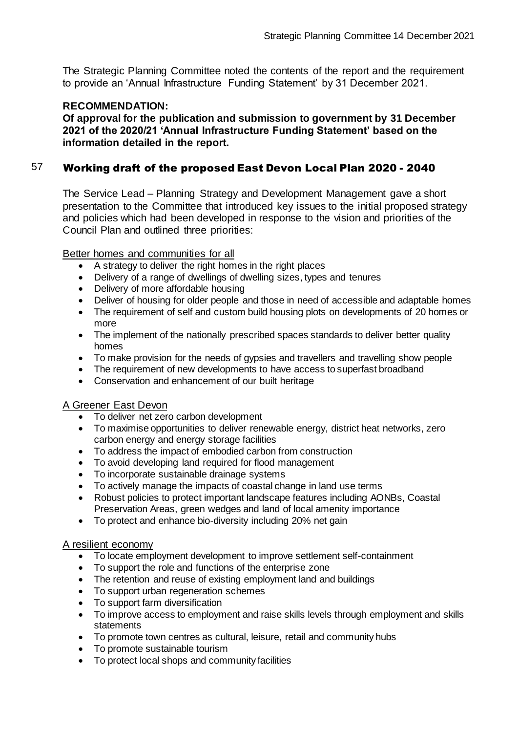The Strategic Planning Committee noted the contents of the report and the requirement to provide an 'Annual Infrastructure Funding Statement' by 31 December 2021.

**RECOMMENDATION:**

**Of approval for the publication and submission to government by 31 December 2021 of the 2020/21 'Annual Infrastructure Funding Statement' based on the information detailed in the report.**

## 57 Working draft of the proposed East Devon Local Plan 2020 - 2040

The Service Lead – Planning Strategy and Development Management gave a short presentation to the Committee that introduced key issues to the initial proposed strategy and policies which had been developed in response to the vision and priorities of the Council Plan and outlined three priorities:

Better homes and communities for all

- A strategy to deliver the right homes in the right places
- Delivery of a range of dwellings of dwelling sizes, types and tenures
- Delivery of more affordable housing
- Deliver of housing for older people and those in need of accessible and adaptable homes
- The requirement of self and custom build housing plots on developments of 20 homes or more
- The implement of the nationally prescribed spaces standards to deliver better quality homes
- To make provision for the needs of gypsies and travellers and travelling show people
- The requirement of new developments to have access to superfast broadband
- Conservation and enhancement of our built heritage

A Greener East Devon

- To deliver net zero carbon development
- To maximise opportunities to deliver renewable energy, district heat networks, zero carbon energy and energy storage facilities
- To address the impact of embodied carbon from construction
- To avoid developing land required for flood management
- To incorporate sustainable drainage systems
- To actively manage the impacts of coastal change in land use terms
- Robust policies to protect important landscape features including AONBs, Coastal Preservation Areas, green wedges and land of local amenity importance
- To protect and enhance bio-diversity including 20% net gain

A resilient economy

- To locate employment development to improve settlement self-containment
- To support the role and functions of the enterprise zone
- The retention and reuse of existing employment land and buildings
- To support urban regeneration schemes
- To support farm diversification
- To improve access to employment and raise skills levels through employment and skills statements
- To promote town centres as cultural, leisure, retail and community hubs
- To promote sustainable tourism
- To protect local shops and community facilities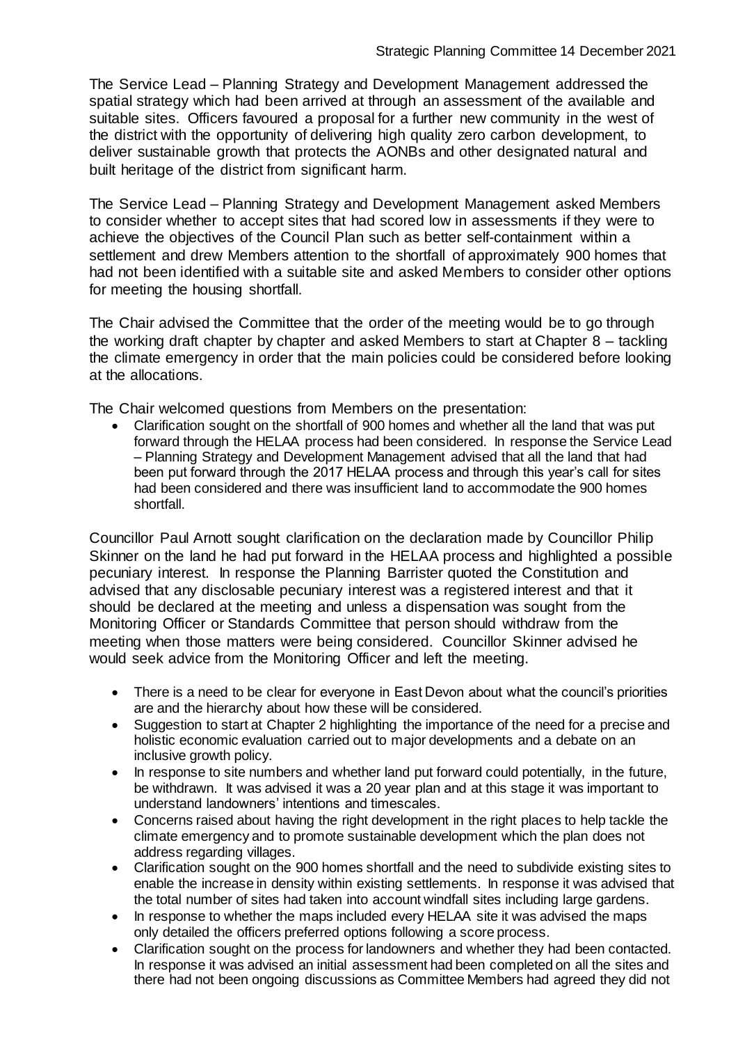The Service Lead – Planning Strategy and Development Management addressed the spatial strategy which had been arrived at through an assessment of the available and suitable sites. Officers favoured a proposal for a further new community in the west of the district with the opportunity of delivering high quality zero carbon development, to deliver sustainable growth that protects the AONBs and other designated natural and built heritage of the district from significant harm.

The Service Lead – Planning Strategy and Development Management asked Members to consider whether to accept sites that had scored low in assessments if they were to achieve the objectives of the Council Plan such as better self-containment within a settlement and drew Members attention to the shortfall of approximately 900 homes that had not been identified with a suitable site and asked Members to consider other options for meeting the housing shortfall.

The Chair advised the Committee that the order of the meeting would be to go through the working draft chapter by chapter and asked Members to start at Chapter 8 – tackling the climate emergency in order that the main policies could be considered before looking at the allocations.

The Chair welcomed questions from Members on the presentation:

- Clarification sought on the shortfall of 900 homes and whether all the land that was put forward through the HELAA process had been considered. In response the Service Lead – Planning Strategy and Development Management advised that all the land that had been put forward through the 2017 HELAA process and through this year's call for sites had been considered and there was insufficient land to accommodate the 900 homes shortfall.

Councillor Paul Arnott sought clarification on the declaration made by Councillor Philip Skinner on the land he had put forward in the HELAA process and highlighted a possible pecuniary interest. In response the Planning Barrister quoted the Constitution and advised that any disclosable pecuniary interest was a registered interest and that it should be declared at the meeting and unless a dispensation was sought from the Monitoring Officer or Standards Committee that person should withdraw from the meeting when those matters were being considered. Councillor Skinner advised he would seek advice from the Monitoring Officer and left the meeting.

- There is a need to be clear for everyone in East Devon about what the council's priorities are and the hierarchy about how these will be considered.
- Suggestion to start at Chapter 2 highlighting the importance of the need for a precise and holistic economic evaluation carried out to major developments and a debate on an inclusive growth policy.
- In response to site numbers and whether land put forward could potentially, in the future, be withdrawn. It was advised it was a 20 year plan and at this stage it was important to understand landowners' intentions and timescales.
- Concerns raised about having the right development in the right places to help tackle the climate emergency and to promote sustainable development which the plan does not address regarding villages.
- Clarification sought on the 900 homes shortfall and the need to subdivide existing sites to enable the increase in density within existing settlements. In response it was advised that the total number of sites had taken into account windfall sites including large gardens.
- In response to whether the maps included every HELAA site it was advised the maps only detailed the officers preferred options following a score process.
- Clarification sought on the process for landowners and whether they had been contacted. In response it was advised an initial assessment had been completed on all the sites and there had not been ongoing discussions as Committee Members had agreed they did not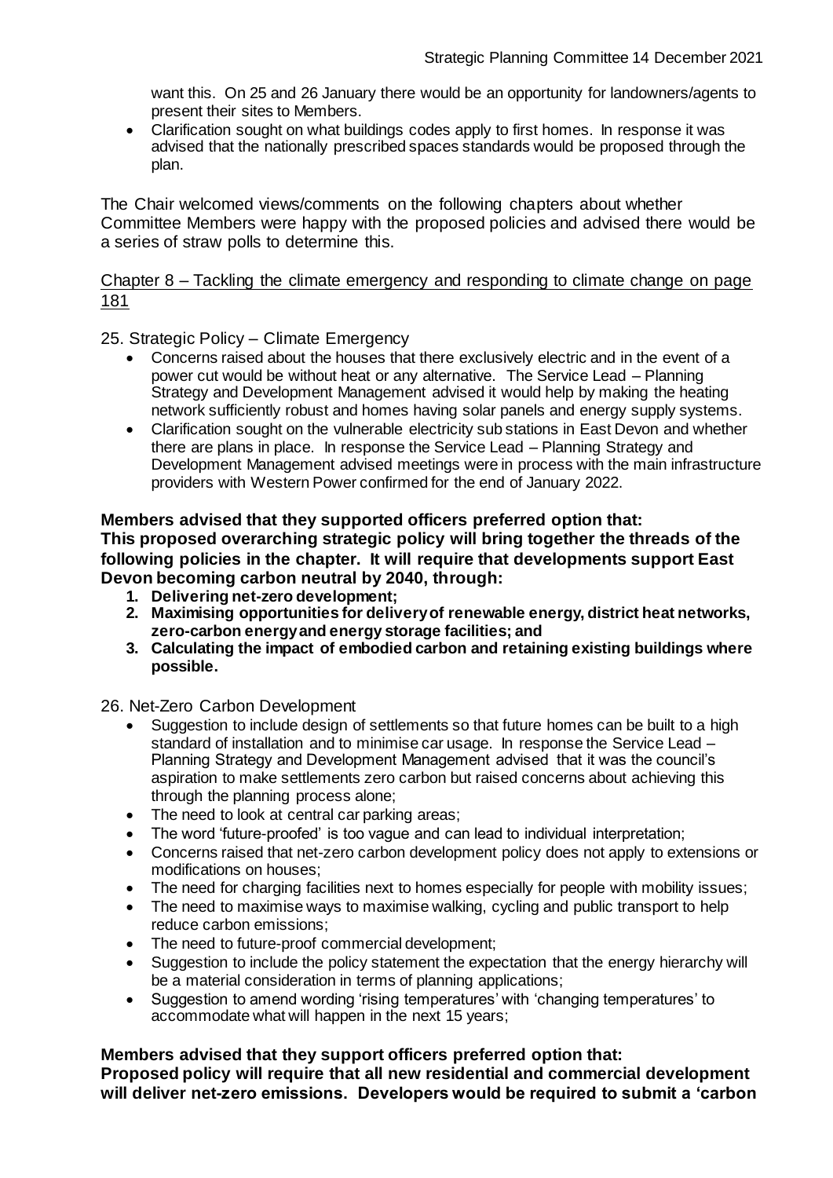want this. On 25 and 26 January there would be an opportunity for landowners/agents to present their sites to Members.

- Clarification sought on what buildings codes apply to first homes. In response it was advised that the nationally prescribed spaces standards would be proposed through the plan.

The Chair welcomed views/comments on the following chapters about whether Committee Members were happy with the proposed policies and advised there would be a series of straw polls to determine this.

Chapter 8 – Tackling the climate emergency and responding to climate change on page 181

25. Strategic Policy – Climate Emergency

- Concerns raised about the houses that there exclusively electric and in the event of a power cut would be without heat or any alternative. The Service Lead – Planning Strategy and Development Management advised it would help by making the heating network sufficiently robust and homes having solar panels and energy supply systems.
- Clarification sought on the vulnerable electricity sub stations in East Devon and whether there are plans in place. In response the Service Lead – Planning Strategy and Development Management advised meetings were in process with the main infrastructure providers with Western Power confirmed for the end of January 2022.

**Members advised that they supported officers preferred option that:**
**This proposed overarching strategic policy will bring together the threads of the following policies in the chapter. It will require that developments support East Devon becoming carbon neutral by 2040, through:**

1. **Delivering net-zero development;**
2. **Maximising opportunities for delivery of renewable energy, district heat networks, zero-carbon energy and energy storage facilities; and**
3. **Calculating the impact of embodied carbon and retaining existing buildings where possible.**

26. Net-Zero Carbon Development

- Suggestion to include design of settlements so that future homes can be built to a high standard of installation and to minimise car usage. In response the Service Lead – Planning Strategy and Development Management advised that it was the council's aspiration to make settlements zero carbon but raised concerns about achieving this through the planning process alone;
- The need to look at central car parking areas;
- The word 'future-proofed' is too vague and can lead to individual interpretation;
- Concerns raised that net-zero carbon development policy does not apply to extensions or modifications on houses;
- The need for charging facilities next to homes especially for people with mobility issues;
- The need to maximise ways to maximise walking, cycling and public transport to help reduce carbon emissions;
- The need to future-proof commercial development;
- Suggestion to include the policy statement the expectation that the energy hierarchy will be a material consideration in terms of planning applications;
- Suggestion to amend wording 'rising temperatures' with 'changing temperatures' to accommodate what will happen in the next 15 years;

**Members advised that they support officers preferred option that:**
**Proposed policy will require that all new residential and commercial development will deliver net-zero emissions. Developers would be required to submit a 'carbon**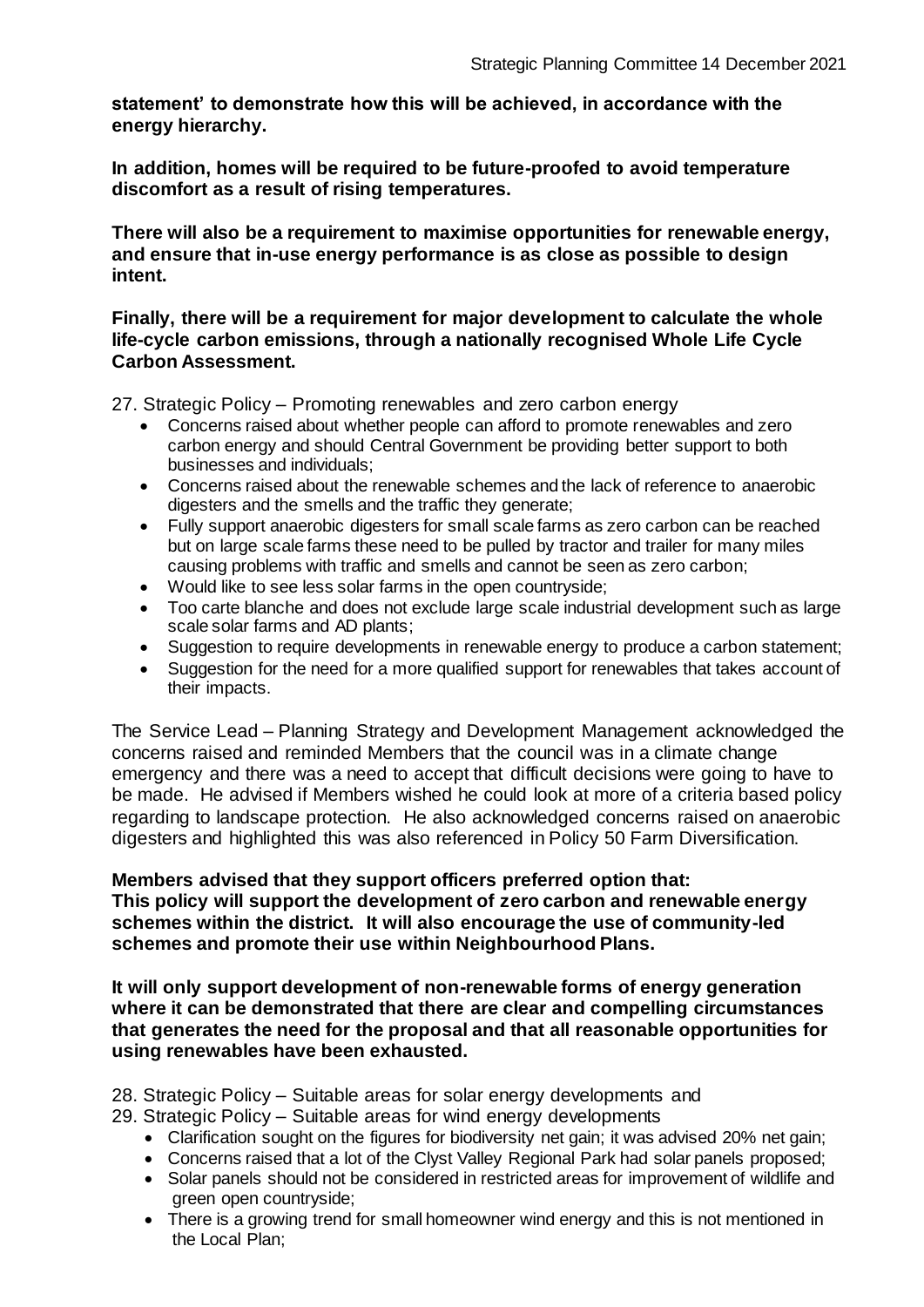**statement' to demonstrate how this will be achieved, in accordance with the energy hierarchy.**

**In addition, homes will be required to be future-proofed to avoid temperature discomfort as a result of rising temperatures.**

**There will also be a requirement to maximise opportunities for renewable energy, and ensure that in-use energy performance is as close as possible to design intent.**

**Finally, there will be a requirement for major development to calculate the whole life-cycle carbon emissions, through a nationally recognised Whole Life Cycle Carbon Assessment.**

27. Strategic Policy – Promoting renewables and zero carbon energy

- Concerns raised about whether people can afford to promote renewables and zero carbon energy and should Central Government be providing better support to both businesses and individuals;
- Concerns raised about the renewable schemes and the lack of reference to anaerobic digesters and the smells and the traffic they generate;
- Fully support anaerobic digesters for small scale farms as zero carbon can be reached but on large scale farms these need to be pulled by tractor and trailer for many miles causing problems with traffic and smells and cannot be seen as zero carbon;
- Would like to see less solar farms in the open countryside;
- Too carte blanche and does not exclude large scale industrial development such as large scale solar farms and AD plants;
- Suggestion to require developments in renewable energy to produce a carbon statement;
- Suggestion for the need for a more qualified support for renewables that takes account of their impacts.

The Service Lead – Planning Strategy and Development Management acknowledged the concerns raised and reminded Members that the council was in a climate change emergency and there was a need to accept that difficult decisions were going to have to be made. He advised if Members wished he could look at more of a criteria based policy regarding to landscape protection. He also acknowledged concerns raised on anaerobic digesters and highlighted this was also referenced in Policy 50 Farm Diversification.

**Members advised that they support officers preferred option that:**
**This policy will support the development of zero carbon and renewable energy schemes within the district. It will also encourage the use of community-led schemes and promote their use within Neighbourhood Plans.**

**It will only support development of non-renewable forms of energy generation where it can be demonstrated that there are clear and compelling circumstances that generates the need for the proposal and that all reasonable opportunities for using renewables have been exhausted.**

28. Strategic Policy – Suitable areas for solar energy developments and
29. Strategic Policy – Suitable areas for wind energy developments

- Clarification sought on the figures for biodiversity net gain; it was advised 20% net gain;
- Concerns raised that a lot of the Clyst Valley Regional Park had solar panels proposed;
- Solar panels should not be considered in restricted areas for improvement of wildlife and green open countryside;
- There is a growing trend for small homeowner wind energy and this is not mentioned in the Local Plan;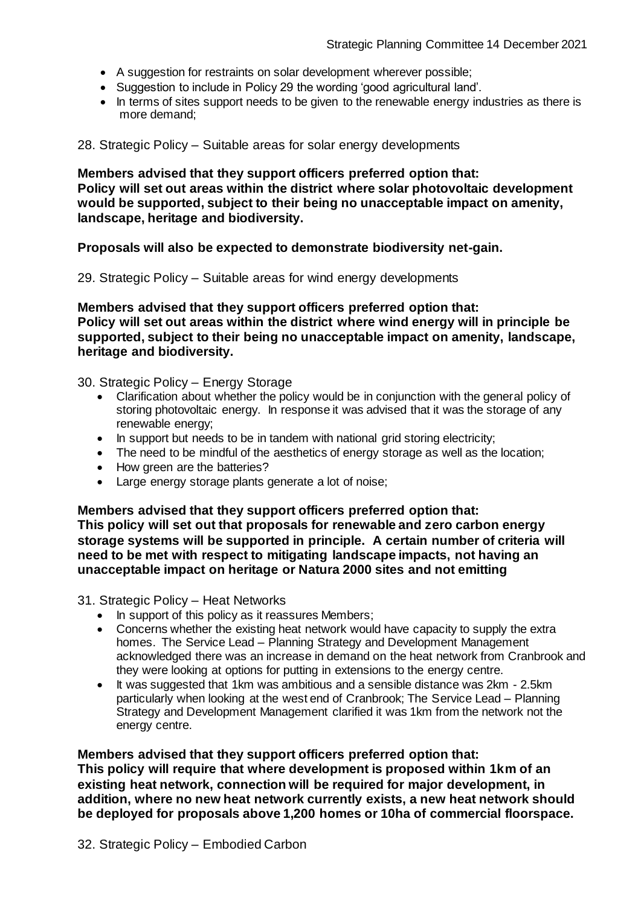- A suggestion for restraints on solar development wherever possible;
- Suggestion to include in Policy 29 the wording 'good agricultural land'.
- In terms of sites support needs to be given to the renewable energy industries as there is more demand;

28. Strategic Policy – Suitable areas for solar energy developments

**Members advised that they support officers preferred option that:**
**Policy will set out areas within the district where solar photovoltaic development would be supported, subject to their being no unacceptable impact on amenity, landscape, heritage and biodiversity.**

**Proposals will also be expected to demonstrate biodiversity net-gain.**

29. Strategic Policy – Suitable areas for wind energy developments

**Members advised that they support officers preferred option that:**
**Policy will set out areas within the district where wind energy will in principle be supported, subject to their being no unacceptable impact on amenity, landscape, heritage and biodiversity.**

30. Strategic Policy – Energy Storage

- Clarification about whether the policy would be in conjunction with the general policy of storing photovoltaic energy. In response it was advised that it was the storage of any renewable energy;
- In support but needs to be in tandem with national grid storing electricity;
- The need to be mindful of the aesthetics of energy storage as well as the location;
- How green are the batteries?
- Large energy storage plants generate a lot of noise;

**Members advised that they support officers preferred option that:**
**This policy will set out that proposals for renewable and zero carbon energy storage systems will be supported in principle. A certain number of criteria will need to be met with respect to mitigating landscape impacts, not having an unacceptable impact on heritage or Natura 2000 sites and not emitting**

31. Strategic Policy – Heat Networks

- In support of this policy as it reassures Members;
- Concerns whether the existing heat network would have capacity to supply the extra homes. The Service Lead – Planning Strategy and Development Management acknowledged there was an increase in demand on the heat network from Cranbrook and they were looking at options for putting in extensions to the energy centre.
- It was suggested that 1km was ambitious and a sensible distance was 2km - 2.5km particularly when looking at the west end of Cranbrook; The Service Lead – Planning Strategy and Development Management clarified it was 1km from the network not the energy centre.

**Members advised that they support officers preferred option that:**
**This policy will require that where development is proposed within 1km of an existing heat network, connection will be required for major development, in addition, where no new heat network currently exists, a new heat network should be deployed for proposals above 1,200 homes or 10ha of commercial floorspace.**

32. Strategic Policy – Embodied Carbon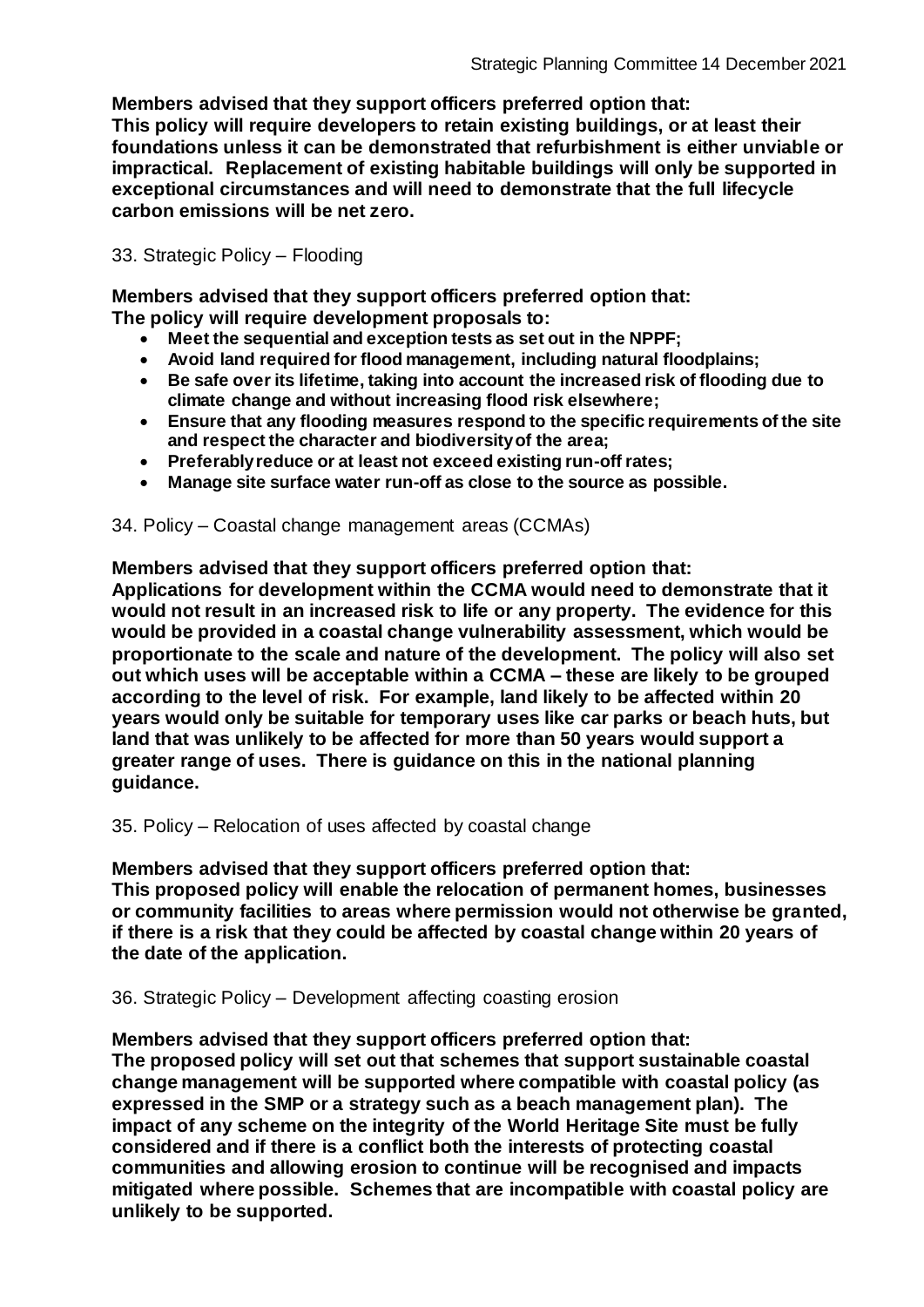**Members advised that they support officers preferred option that:**
**This policy will require developers to retain existing buildings, or at least their foundations unless it can be demonstrated that refurbishment is either unviable or impractical. Replacement of existing habitable buildings will only be supported in exceptional circumstances and will need to demonstrate that the full lifecycle carbon emissions will be net zero.**

33. Strategic Policy – Flooding

**Members advised that they support officers preferred option that:**
**The policy will require development proposals to:**

- **Meet the sequential and exception tests as set out in the NPPF;**
- **Avoid land required for flood management, including natural floodplains;**
- **Be safe over its lifetime, taking into account the increased risk of flooding due to climate change and without increasing flood risk elsewhere;**
- **Ensure that any flooding measures respond to the specific requirements of the site and respect the character and biodiversity of the area;**
- **Preferably reduce or at least not exceed existing run-off rates;**
- **Manage site surface water run-off as close to the source as possible.**

34. Policy – Coastal change management areas (CCMAs)

**Members advised that they support officers preferred option that:**
**Applications for development within the CCMA would need to demonstrate that it would not result in an increased risk to life or any property. The evidence for this would be provided in a coastal change vulnerability assessment, which would be proportionate to the scale and nature of the development. The policy will also set out which uses will be acceptable within a CCMA – these are likely to be grouped according to the level of risk. For example, land likely to be affected within 20 years would only be suitable for temporary uses like car parks or beach huts, but land that was unlikely to be affected for more than 50 years would support a greater range of uses. There is guidance on this in the national planning guidance.**

35. Policy – Relocation of uses affected by coastal change

**Members advised that they support officers preferred option that:**
**This proposed policy will enable the relocation of permanent homes, businesses or community facilities to areas where permission would not otherwise be granted, if there is a risk that they could be affected by coastal change within 20 years of the date of the application.**

36. Strategic Policy – Development affecting coasting erosion

**Members advised that they support officers preferred option that:**
**The proposed policy will set out that schemes that support sustainable coastal change management will be supported where compatible with coastal policy (as expressed in the SMP or a strategy such as a beach management plan). The impact of any scheme on the integrity of the World Heritage Site must be fully considered and if there is a conflict both the interests of protecting coastal communities and allowing erosion to continue will be recognised and impacts mitigated where possible. Schemes that are incompatible with coastal policy are unlikely to be supported.**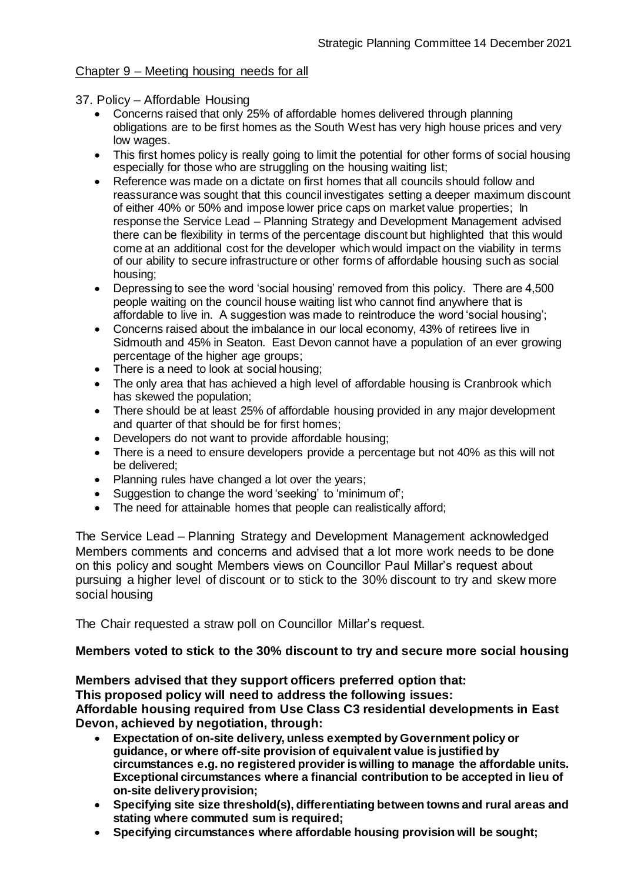Chapter 9 – Meeting housing needs for all

37. Policy – Affordable Housing

- Concerns raised that only 25% of affordable homes delivered through planning obligations are to be first homes as the South West has very high house prices and very low wages.
- This first homes policy is really going to limit the potential for other forms of social housing especially for those who are struggling on the housing waiting list;
- Reference was made on a dictate on first homes that all councils should follow and reassurance was sought that this council investigates setting a deeper maximum discount of either 40% or 50% and impose lower price caps on market value properties; In response the Service Lead – Planning Strategy and Development Management advised there can be flexibility in terms of the percentage discount but highlighted that this would come at an additional cost for the developer which would impact on the viability in terms of our ability to secure infrastructure or other forms of affordable housing such as social housing;
- Depressing to see the word 'social housing' removed from this policy. There are 4,500 people waiting on the council house waiting list who cannot find anywhere that is affordable to live in. A suggestion was made to reintroduce the word 'social housing';
- Concerns raised about the imbalance in our local economy, 43% of retirees live in Sidmouth and 45% in Seaton. East Devon cannot have a population of an ever growing percentage of the higher age groups;
- There is a need to look at social housing;
- The only area that has achieved a high level of affordable housing is Cranbrook which has skewed the population;
- There should be at least 25% of affordable housing provided in any major development and quarter of that should be for first homes;
- Developers do not want to provide affordable housing;
- There is a need to ensure developers provide a percentage but not 40% as this will not be delivered;
- Planning rules have changed a lot over the years;
- Suggestion to change the word 'seeking' to 'minimum of';
- The need for attainable homes that people can realistically afford;

The Service Lead – Planning Strategy and Development Management acknowledged Members comments and concerns and advised that a lot more work needs to be done on this policy and sought Members views on Councillor Paul Millar's request about pursuing a higher level of discount or to stick to the 30% discount to try and skew more social housing

The Chair requested a straw poll on Councillor Millar's request.

**Members voted to stick to the 30% discount to try and secure more social housing**

**Members advised that they support officers preferred option that:**
**This proposed policy will need to address the following issues:**
**Affordable housing required from Use Class C3 residential developments in East Devon, achieved by negotiation, through:**

- **Expectation of on-site delivery, unless exempted by Government policy or guidance, or where off-site provision of equivalent value is justified by circumstances e.g. no registered provider is willing to manage the affordable units. Exceptional circumstances where a financial contribution to be accepted in lieu of on-site delivery provision;**
- **Specifying site size threshold(s), differentiating between towns and rural areas and stating where commuted sum is required;**
- **Specifying circumstances where affordable housing provision will be sought;**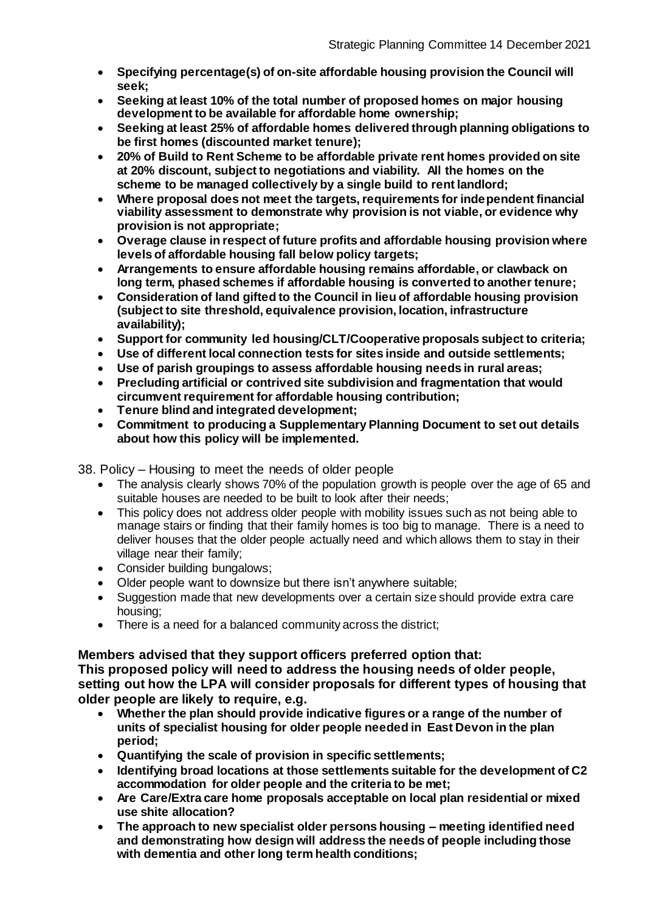- **Specifying percentage(s) of on-site affordable housing provision the Council will seek;**
- **Seeking at least 10% of the total number of proposed homes on major housing development to be available for affordable home ownership;**
- **Seeking at least 25% of affordable homes delivered through planning obligations to be first homes (discounted market tenure);**
- **20% of Build to Rent Scheme to be affordable private rent homes provided on site at 20% discount, subject to negotiations and viability. All the homes on the scheme to be managed collectively by a single build to rent landlord;**
- **Where proposal does not meet the targets, requirements for independent financial viability assessment to demonstrate why provision is not viable, or evidence why provision is not appropriate;**
- **Overage clause in respect of future profits and affordable housing provision where levels of affordable housing fall below policy targets;**
- **Arrangements to ensure affordable housing remains affordable, or clawback on long term, phased schemes if affordable housing is converted to another tenure;**
- **Consideration of land gifted to the Council in lieu of affordable housing provision (subject to site threshold, equivalence provision, location, infrastructure availability);**
- **Support for community led housing/CLT/Cooperative proposals subject to criteria;**
- **Use of different local connection tests for sites inside and outside settlements;**
- **Use of parish groupings to assess affordable housing needs in rural areas;**
- **Precluding artificial or contrived site subdivision and fragmentation that would circumvent requirement for affordable housing contribution;**
- **Tenure blind and integrated development;**
- **Commitment to producing a Supplementary Planning Document to set out details about how this policy will be implemented.**

38. Policy – Housing to meet the needs of older people

- The analysis clearly shows 70% of the population growth is people over the age of 65 and suitable houses are needed to be built to look after their needs;
- This policy does not address older people with mobility issues such as not being able to manage stairs or finding that their family homes is too big to manage. There is a need to deliver houses that the older people actually need and which allows them to stay in their village near their family;
- Consider building bungalows;
- Older people want to downsize but there isn't anywhere suitable;
- Suggestion made that new developments over a certain size should provide extra care housing;
- There is a need for a balanced community across the district;

**Members advised that they support officers preferred option that:**
**This proposed policy will need to address the housing needs of older people, setting out how the LPA will consider proposals for different types of housing that older people are likely to require, e.g.**

- **Whether the plan should provide indicative figures or a range of the number of units of specialist housing for older people needed in East Devon in the plan period;**
- **Quantifying the scale of provision in specific settlements;**
- **Identifying broad locations at those settlements suitable for the development of C2 accommodation for older people and the criteria to be met;**
- **Are Care/Extra care home proposals acceptable on local plan residential or mixed use shite allocation?**
- **The approach to new specialist older persons housing – meeting identified need and demonstrating how design will address the needs of people including those with dementia and other long term health conditions;**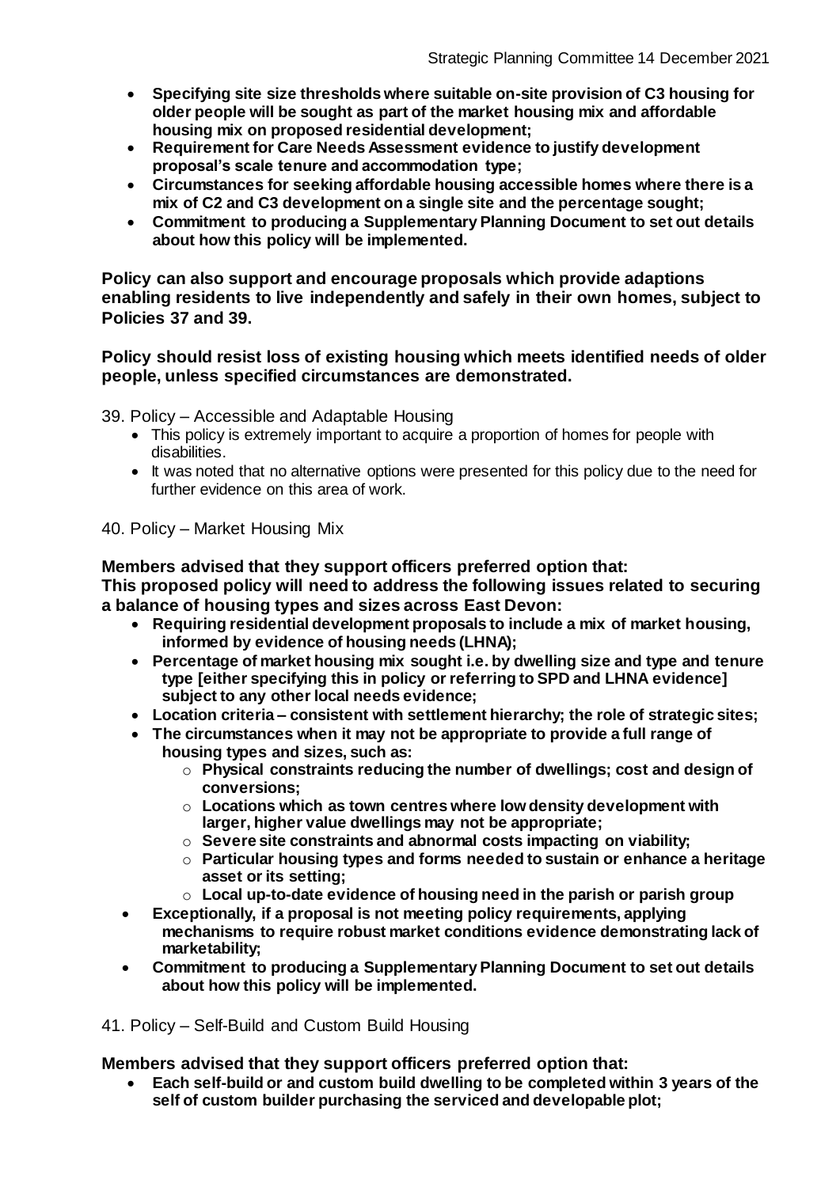- **Specifying site size thresholds where suitable on-site provision of C3 housing for older people will be sought as part of the market housing mix and affordable housing mix on proposed residential development;**
- **Requirement for Care Needs Assessment evidence to justify development proposal's scale tenure and accommodation type;**
- **Circumstances for seeking affordable housing accessible homes where there is a mix of C2 and C3 development on a single site and the percentage sought;**
- **Commitment to producing a Supplementary Planning Document to set out details about how this policy will be implemented.**

**Policy can also support and encourage proposals which provide adaptions enabling residents to live independently and safely in their own homes, subject to Policies 37 and 39.**

**Policy should resist loss of existing housing which meets identified needs of older people, unless specified circumstances are demonstrated.**

39. Policy – Accessible and Adaptable Housing

- This policy is extremely important to acquire a proportion of homes for people with disabilities.
- It was noted that no alternative options were presented for this policy due to the need for further evidence on this area of work.

40. Policy – Market Housing Mix

**Members advised that they support officers preferred option that:**
**This proposed policy will need to address the following issues related to securing a balance of housing types and sizes across East Devon:**

- **Requiring residential development proposals to include a mix of market housing, informed by evidence of housing needs (LHNA);**
- **Percentage of market housing mix sought i.e. by dwelling size and type and tenure type [either specifying this in policy or referring to SPD and LHNA evidence] subject to any other local needs evidence;**
- **Location criteria – consistent with settlement hierarchy; the role of strategic sites;**
- **The circumstances when it may not be appropriate to provide a full range of housing types and sizes, such as:**
  - **Physical constraints reducing the number of dwellings; cost and design of conversions;**
  - **Locations which as town centres where low density development with larger, higher value dwellings may not be appropriate;**
  - **Severe site constraints and abnormal costs impacting on viability;**
  - **Particular housing types and forms needed to sustain or enhance a heritage asset or its setting;**
  - **Local up-to-date evidence of housing need in the parish or parish group**
- **Exceptionally, if a proposal is not meeting policy requirements, applying mechanisms to require robust market conditions evidence demonstrating lack of marketability;**
- **Commitment to producing a Supplementary Planning Document to set out details about how this policy will be implemented.**

41. Policy – Self-Build and Custom Build Housing

**Members advised that they support officers preferred option that:**

- **Each self-build or and custom build dwelling to be completed within 3 years of the self of custom builder purchasing the serviced and developable plot;**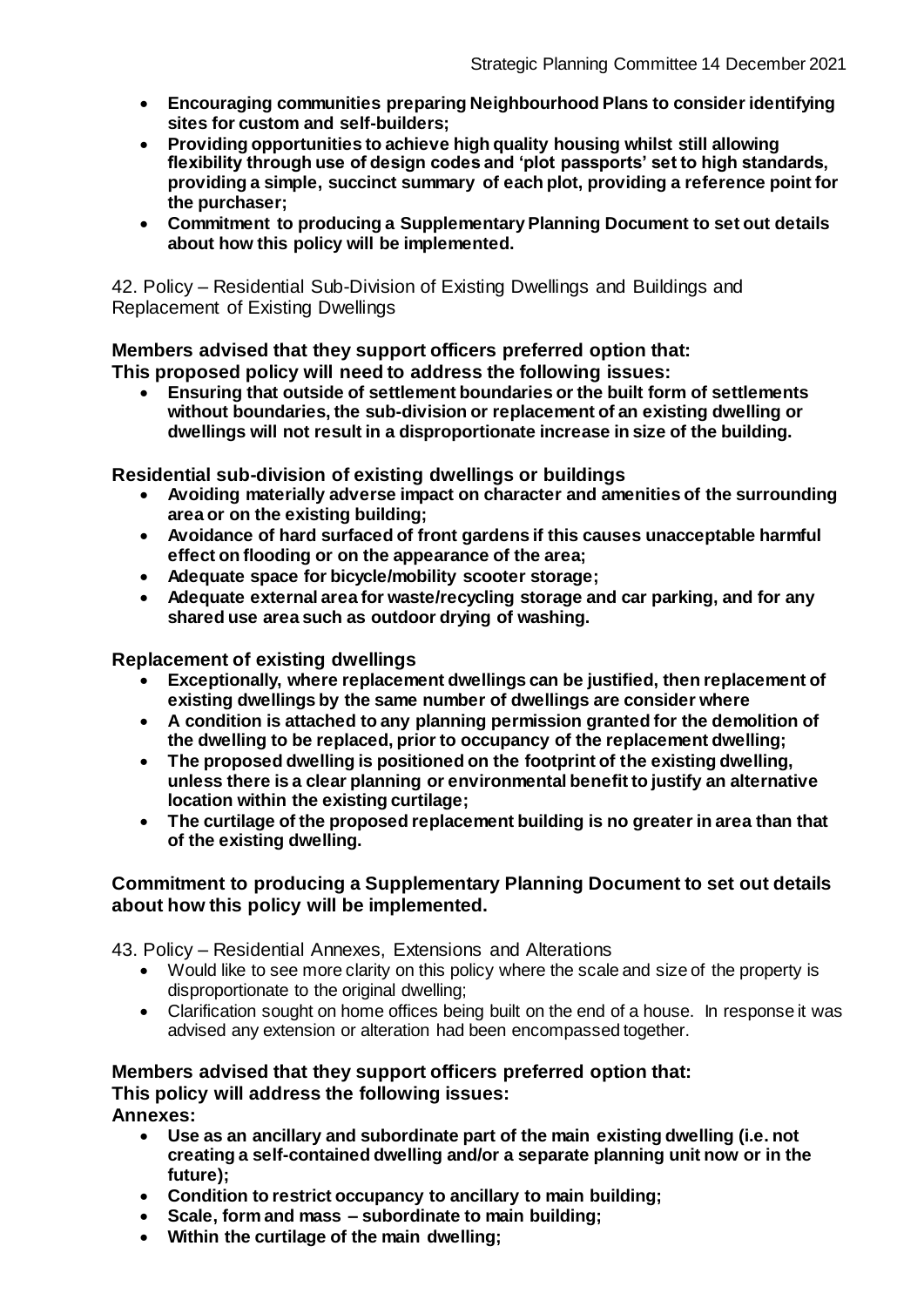- **Encouraging communities preparing Neighbourhood Plans to consider identifying sites for custom and self-builders;**
- **Providing opportunities to achieve high quality housing whilst still allowing flexibility through use of design codes and 'plot passports' set to high standards, providing a simple, succinct summary of each plot, providing a reference point for the purchaser;**
- **Commitment to producing a Supplementary Planning Document to set out details about how this policy will be implemented.**

42. Policy – Residential Sub-Division of Existing Dwellings and Buildings and Replacement of Existing Dwellings

**Members advised that they support officers preferred option that:**
**This proposed policy will need to address the following issues:**

- **Ensuring that outside of settlement boundaries or the built form of settlements without boundaries, the sub-division or replacement of an existing dwelling or dwellings will not result in a disproportionate increase in size of the building.**

**Residential sub-division of existing dwellings or buildings**

- **Avoiding materially adverse impact on character and amenities of the surrounding area or on the existing building;**
- **Avoidance of hard surfaced of front gardens if this causes unacceptable harmful effect on flooding or on the appearance of the area;**
- **Adequate space for bicycle/mobility scooter storage;**
- **Adequate external area for waste/recycling storage and car parking, and for any shared use area such as outdoor drying of washing.**

**Replacement of existing dwellings**

- **Exceptionally, where replacement dwellings can be justified, then replacement of existing dwellings by the same number of dwellings are consider where**
- **A condition is attached to any planning permission granted for the demolition of the dwelling to be replaced, prior to occupancy of the replacement dwelling;**
- **The proposed dwelling is positioned on the footprint of the existing dwelling, unless there is a clear planning or environmental benefit to justify an alternative location within the existing curtilage;**
- **The curtilage of the proposed replacement building is no greater in area than that of the existing dwelling.**

**Commitment to producing a Supplementary Planning Document to set out details about how this policy will be implemented.**

43. Policy – Residential Annexes, Extensions and Alterations

- Would like to see more clarity on this policy where the scale and size of the property is disproportionate to the original dwelling;
- Clarification sought on home offices being built on the end of a house. In response it was advised any extension or alteration had been encompassed together.

**Members advised that they support officers preferred option that:**
**This policy will address the following issues:**
**Annexes:**

- **Use as an ancillary and subordinate part of the main existing dwelling (i.e. not creating a self-contained dwelling and/or a separate planning unit now or in the future);**
- **Condition to restrict occupancy to ancillary to main building;**
- **Scale, form and mass – subordinate to main building;**
- **Within the curtilage of the main dwelling;**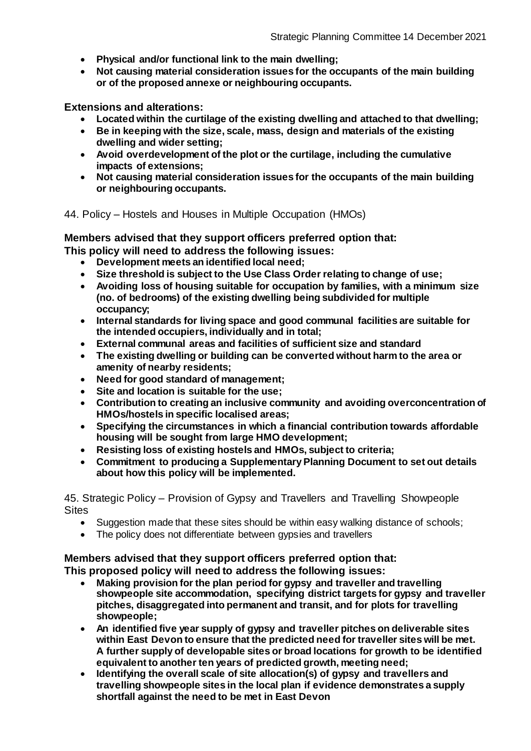- **Physical and/or functional link to the main dwelling;**
- **Not causing material consideration issues for the occupants of the main building or of the proposed annexe or neighbouring occupants.**

**Extensions and alterations:**

- **Located within the curtilage of the existing dwelling and attached to that dwelling;**
- **Be in keeping with the size, scale, mass, design and materials of the existing dwelling and wider setting;**
- **Avoid overdevelopment of the plot or the curtilage, including the cumulative impacts of extensions;**
- **Not causing material consideration issues for the occupants of the main building or neighbouring occupants.**

44. Policy – Hostels and Houses in Multiple Occupation (HMOs)

**Members advised that they support officers preferred option that:**
**This policy will need to address the following issues:**

- **Development meets an identified local need;**
- **Size threshold is subject to the Use Class Order relating to change of use;**
- **Avoiding loss of housing suitable for occupation by families, with a minimum size (no. of bedrooms) of the existing dwelling being subdivided for multiple occupancy;**
- **Internal standards for living space and good communal facilities are suitable for the intended occupiers, individually and in total;**
- **External communal areas and facilities of sufficient size and standard**
- **The existing dwelling or building can be converted without harm to the area or amenity of nearby residents;**
- **Need for good standard of management;**
- **Site and location is suitable for the use;**
- **Contribution to creating an inclusive community and avoiding overconcentration of HMOs/hostels in specific localised areas;**
- **Specifying the circumstances in which a financial contribution towards affordable housing will be sought from large HMO development;**
- **Resisting loss of existing hostels and HMOs, subject to criteria;**
- **Commitment to producing a Supplementary Planning Document to set out details about how this policy will be implemented.**

45. Strategic Policy – Provision of Gypsy and Travellers and Travelling Showpeople Sites

- Suggestion made that these sites should be within easy walking distance of schools;
- The policy does not differentiate between gypsies and travellers

**Members advised that they support officers preferred option that:**
**This proposed policy will need to address the following issues:**

- **Making provision for the plan period for gypsy and traveller and travelling showpeople site accommodation, specifying district targets for gypsy and traveller pitches, disaggregated into permanent and transit, and for plots for travelling showpeople;**
- **An identified five year supply of gypsy and traveller pitches on deliverable sites within East Devon to ensure that the predicted need for traveller sites will be met. A further supply of developable sites or broad locations for growth to be identified equivalent to another ten years of predicted growth, meeting need;**
- **Identifying the overall scale of site allocation(s) of gypsy and travellers and travelling showpeople sites in the local plan if evidence demonstrates a supply shortfall against the need to be met in East Devon**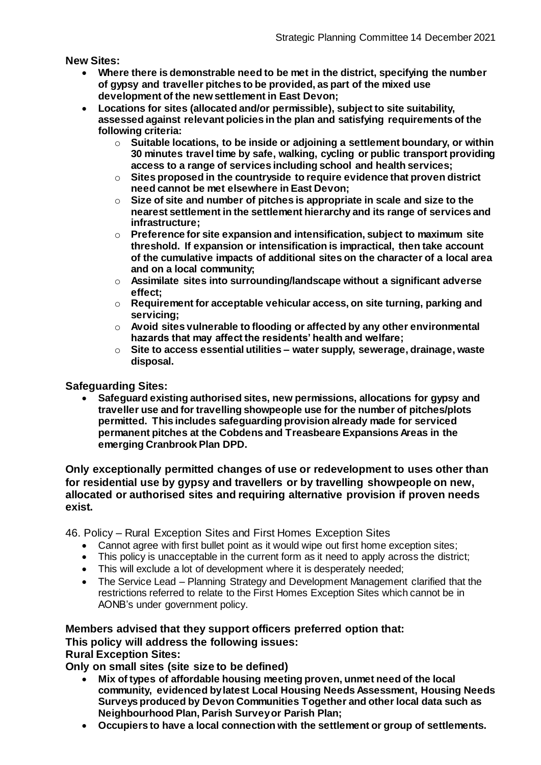**New Sites:**

- **Where there is demonstrable need to be met in the district, specifying the number of gypsy and traveller pitches to be provided, as part of the mixed use development of the new settlement in East Devon;**
- **Locations for sites (allocated and/or permissible), subject to site suitability, assessed against relevant policies in the plan and satisfying requirements of the following criteria:**
  - **Suitable locations, to be inside or adjoining a settlement boundary, or within 30 minutes travel time by safe, walking, cycling or public transport providing access to a range of services including school and health services;**
  - **Sites proposed in the countryside to require evidence that proven district need cannot be met elsewhere in East Devon;**
  - **Size of site and number of pitches is appropriate in scale and size to the nearest settlement in the settlement hierarchy and its range of services and infrastructure;**
  - **Preference for site expansion and intensification, subject to maximum site threshold. If expansion or intensification is impractical, then take account of the cumulative impacts of additional sites on the character of a local area and on a local community;**
  - **Assimilate sites into surrounding/landscape without a significant adverse effect;**
  - **Requirement for acceptable vehicular access, on site turning, parking and servicing;**
  - **Avoid sites vulnerable to flooding or affected by any other environmental hazards that may affect the residents' health and welfare;**
  - **Site to access essential utilities – water supply, sewerage, drainage, waste disposal.**

**Safeguarding Sites:**

- **Safeguard existing authorised sites, new permissions, allocations for gypsy and traveller use and for travelling showpeople use for the number of pitches/plots permitted. This includes safeguarding provision already made for serviced permanent pitches at the Cobdens and Treasbeare Expansions Areas in the emerging Cranbrook Plan DPD.**

**Only exceptionally permitted changes of use or redevelopment to uses other than for residential use by gypsy and travellers or by travelling showpeople on new, allocated or authorised sites and requiring alternative provision if proven needs exist.**

46. Policy – Rural Exception Sites and First Homes Exception Sites

- Cannot agree with first bullet point as it would wipe out first home exception sites;
- This policy is unacceptable in the current form as it need to apply across the district;
- This will exclude a lot of development where it is desperately needed;
- The Service Lead – Planning Strategy and Development Management clarified that the restrictions referred to relate to the First Homes Exception Sites which cannot be in AONB's under government policy.

**Members advised that they support officers preferred option that:**
**This policy will address the following issues:**
**Rural Exception Sites:**
**Only on small sites (site size to be defined)**

- **Mix of types of affordable housing meeting proven, unmet need of the local community, evidenced by latest Local Housing Needs Assessment, Housing Needs Surveys produced by Devon Communities Together and other local data such as Neighbourhood Plan, Parish Survey or Parish Plan;**
- **Occupiers to have a local connection with the settlement or group of settlements.**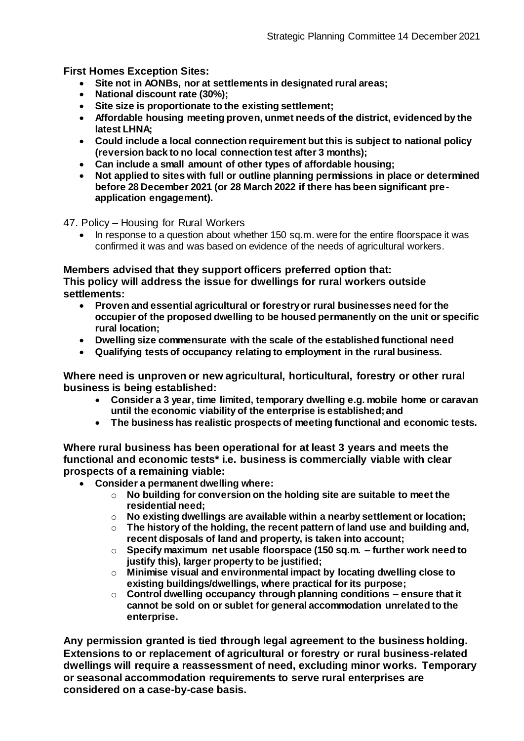**First Homes Exception Sites:**

- **Site not in AONBs, nor at settlements in designated rural areas;**
- **National discount rate (30%);**
- **Site size is proportionate to the existing settlement;**
- **Affordable housing meeting proven, unmet needs of the district, evidenced by the latest LHNA;**
- **Could include a local connection requirement but this is subject to national policy (reversion back to no local connection test after 3 months);**
- **Can include a small amount of other types of affordable housing;**
- **Not applied to sites with full or outline planning permissions in place or determined before 28 December 2021 (or 28 March 2022 if there has been significant pre-application engagement).**

47. Policy – Housing for Rural Workers

- In response to a question about whether 150 sq.m. were for the entire floorspace it was confirmed it was and was based on evidence of the needs of agricultural workers.

**Members advised that they support officers preferred option that:**
**This policy will address the issue for dwellings for rural workers outside settlements:**

- **Proven and essential agricultural or forestry or rural businesses need for the occupier of the proposed dwelling to be housed permanently on the unit or specific rural location;**
- **Dwelling size commensurate with the scale of the established functional need**
- **Qualifying tests of occupancy relating to employment in the rural business.**

**Where need is unproven or new agricultural, horticultural, forestry or other rural business is being established:**

- **Consider a 3 year, time limited, temporary dwelling e.g. mobile home or caravan until the economic viability of the enterprise is established; and**
- **The business has realistic prospects of meeting functional and economic tests.**

**Where rural business has been operational for at least 3 years and meets the functional and economic tests* i.e. business is commercially viable with clear prospects of a remaining viable:**

- **Consider a permanent dwelling where:**
  - **No building for conversion on the holding site are suitable to meet the residential need;**
  - **No existing dwellings are available within a nearby settlement or location;**
  - **The history of the holding, the recent pattern of land use and building and, recent disposals of land and property, is taken into account;**
  - **Specify maximum net usable floorspace (150 sq.m. – further work need to justify this), larger property to be justified;**
  - **Minimise visual and environmental impact by locating dwelling close to existing buildings/dwellings, where practical for its purpose;**
  - **Control dwelling occupancy through planning conditions – ensure that it cannot be sold on or sublet for general accommodation unrelated to the enterprise.**

**Any permission granted is tied through legal agreement to the business holding. Extensions to or replacement of agricultural or forestry or rural business-related dwellings will require a reassessment of need, excluding minor works. Temporary or seasonal accommodation requirements to serve rural enterprises are considered on a case-by-case basis.**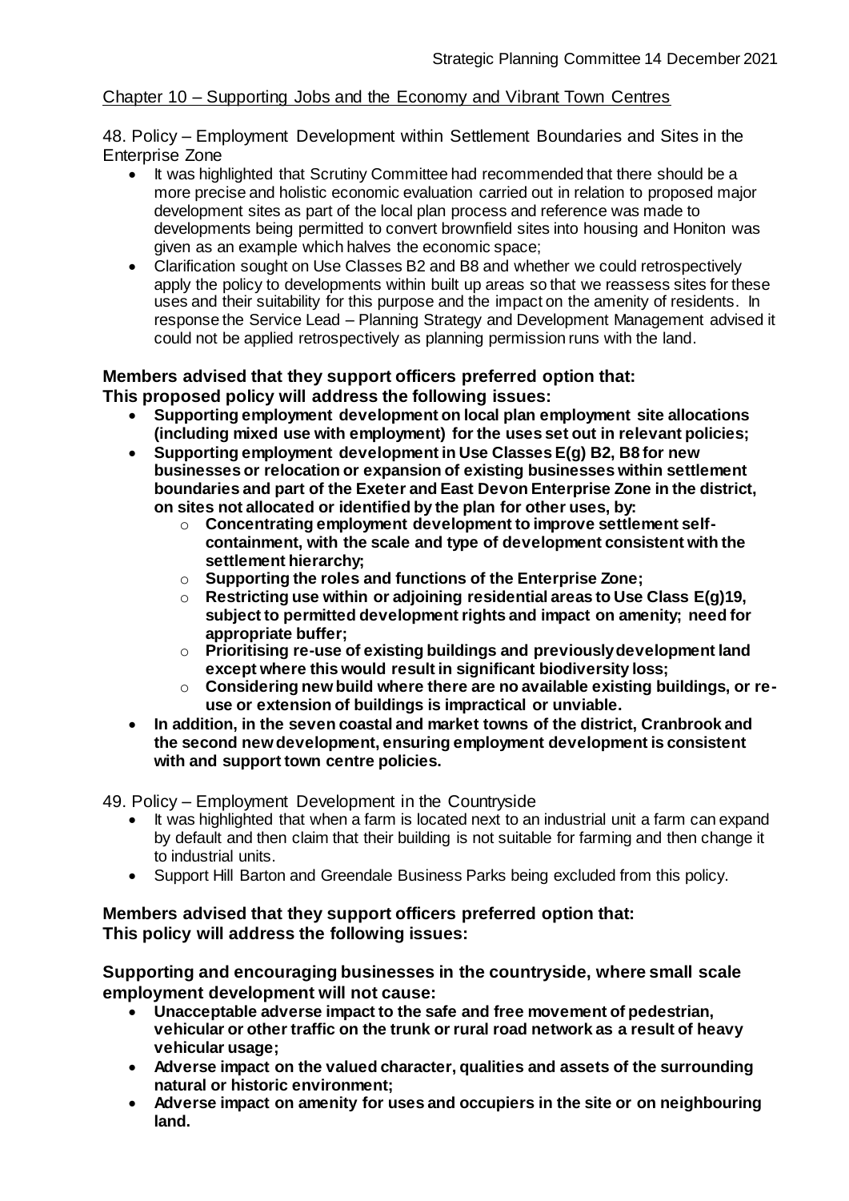Chapter 10 – Supporting Jobs and the Economy and Vibrant Town Centres

48. Policy – Employment Development within Settlement Boundaries and Sites in the Enterprise Zone

- It was highlighted that Scrutiny Committee had recommended that there should be a more precise and holistic economic evaluation carried out in relation to proposed major development sites as part of the local plan process and reference was made to developments being permitted to convert brownfield sites into housing and Honiton was given as an example which halves the economic space;
- Clarification sought on Use Classes B2 and B8 and whether we could retrospectively apply the policy to developments within built up areas so that we reassess sites for these uses and their suitability for this purpose and the impact on the amenity of residents. In response the Service Lead – Planning Strategy and Development Management advised it could not be applied retrospectively as planning permission runs with the land.

**Members advised that they support officers preferred option that:**
**This proposed policy will address the following issues:**

- **Supporting employment development on local plan employment site allocations (including mixed use with employment) for the uses set out in relevant policies;**
- **Supporting employment development in Use Classes E(g) B2, B8 for new businesses or relocation or expansion of existing businesses within settlement boundaries and part of the Exeter and East Devon Enterprise Zone in the district, on sites not allocated or identified by the plan for other uses, by:**
  - **Concentrating employment development to improve settlement self-containment, with the scale and type of development consistent with the settlement hierarchy;**
  - **Supporting the roles and functions of the Enterprise Zone;**
  - **Restricting use within or adjoining residential areas to Use Class E(g)19, subject to permitted development rights and impact on amenity; need for appropriate buffer;**
  - **Prioritising re-use of existing buildings and previously development land except where this would result in significant biodiversity loss;**
  - **Considering new build where there are no available existing buildings, or re-use or extension of buildings is impractical or unviable.**
- **In addition, in the seven coastal and market towns of the district, Cranbrook and the second new development, ensuring employment development is consistent with and support town centre policies.**

49. Policy – Employment Development in the Countryside

- It was highlighted that when a farm is located next to an industrial unit a farm can expand by default and then claim that their building is not suitable for farming and then change it to industrial units.
- Support Hill Barton and Greendale Business Parks being excluded from this policy.

**Members advised that they support officers preferred option that:**
**This policy will address the following issues:**

**Supporting and encouraging businesses in the countryside, where small scale employment development will not cause:**

- **Unacceptable adverse impact to the safe and free movement of pedestrian, vehicular or other traffic on the trunk or rural road network as a result of heavy vehicular usage;**
- **Adverse impact on the valued character, qualities and assets of the surrounding natural or historic environment;**
- **Adverse impact on amenity for uses and occupiers in the site or on neighbouring land.**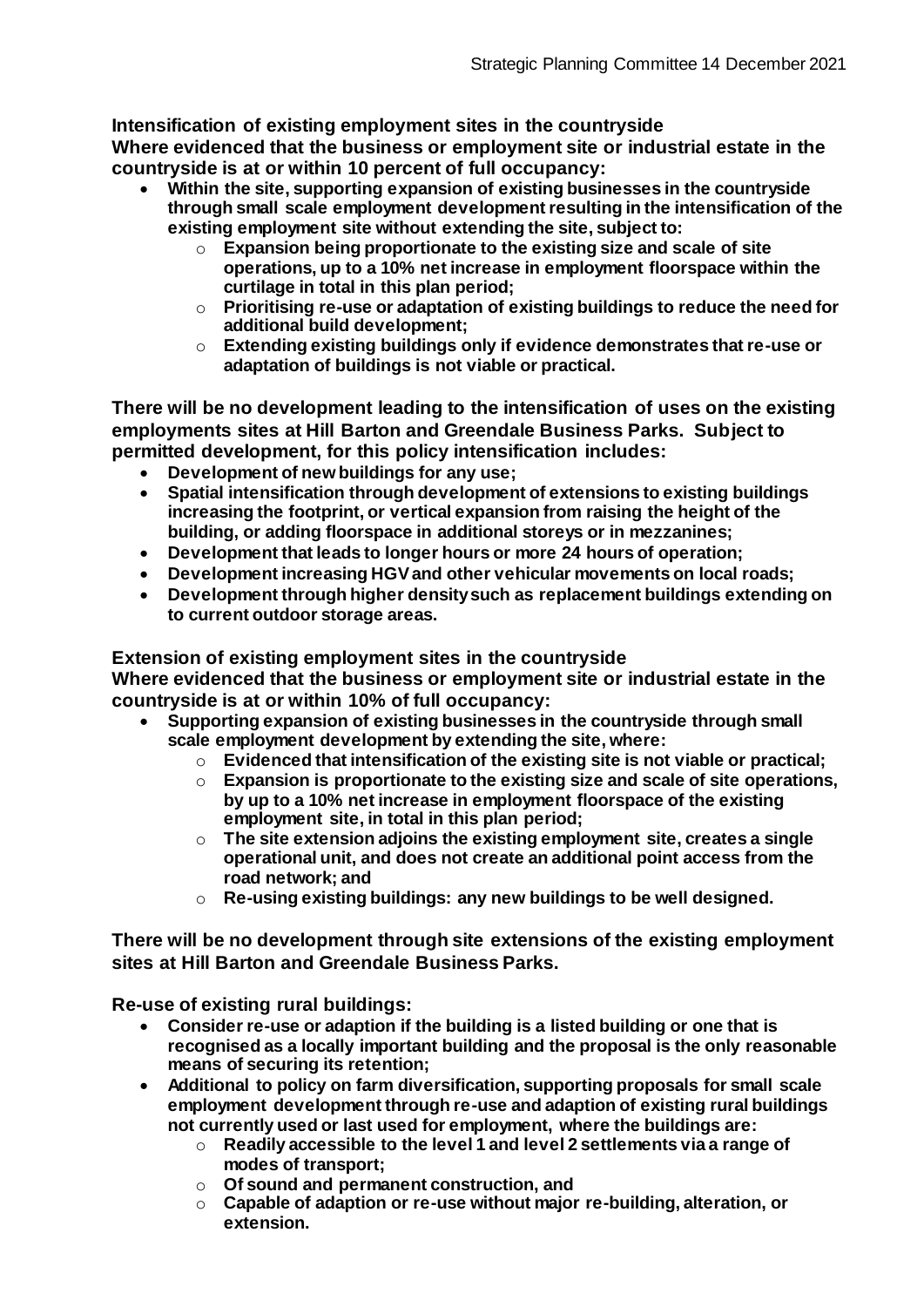**Intensification of existing employment sites in the countryside**

**Where evidenced that the business or employment site or industrial estate in the countryside is at or within 10 percent of full occupancy:**

- **Within the site, supporting expansion of existing businesses in the countryside through small scale employment development resulting in the intensification of the existing employment site without extending the site, subject to:**
  - **Expansion being proportionate to the existing size and scale of site operations, up to a 10% net increase in employment floorspace within the curtilage in total in this plan period;**
  - **Prioritising re-use or adaptation of existing buildings to reduce the need for additional build development;**
  - **Extending existing buildings only if evidence demonstrates that re-use or adaptation of buildings is not viable or practical.**

**There will be no development leading to the intensification of uses on the existing employments sites at Hill Barton and Greendale Business Parks. Subject to permitted development, for this policy intensification includes:**

- **Development of new buildings for any use;**
- **Spatial intensification through development of extensions to existing buildings increasing the footprint, or vertical expansion from raising the height of the building, or adding floorspace in additional storeys or in mezzanines;**
- **Development that leads to longer hours or more 24 hours of operation;**
- **Development increasing HGV and other vehicular movements on local roads;**
- **Development through higher density such as replacement buildings extending on to current outdoor storage areas.**

**Extension of existing employment sites in the countryside**

**Where evidenced that the business or employment site or industrial estate in the countryside is at or within 10% of full occupancy:**

- **Supporting expansion of existing businesses in the countryside through small scale employment development by extending the site, where:**
  - **Evidenced that intensification of the existing site is not viable or practical;**
  - **Expansion is proportionate to the existing size and scale of site operations, by up to a 10% net increase in employment floorspace of the existing employment site, in total in this plan period;**
  - **The site extension adjoins the existing employment site, creates a single operational unit, and does not create an additional point access from the road network; and**
  - **Re-using existing buildings: any new buildings to be well designed.**

**There will be no development through site extensions of the existing employment sites at Hill Barton and Greendale Business Parks.**

**Re-use of existing rural buildings:**

- **Consider re-use or adaption if the building is a listed building or one that is recognised as a locally important building and the proposal is the only reasonable means of securing its retention;**
- **Additional to policy on farm diversification, supporting proposals for small scale employment development through re-use and adaption of existing rural buildings not currently used or last used for employment, where the buildings are:**
  - **Readily accessible to the level 1 and level 2 settlements via a range of modes of transport;**
  - **Of sound and permanent construction, and**
  - **Capable of adaption or re-use without major re-building, alteration, or extension.**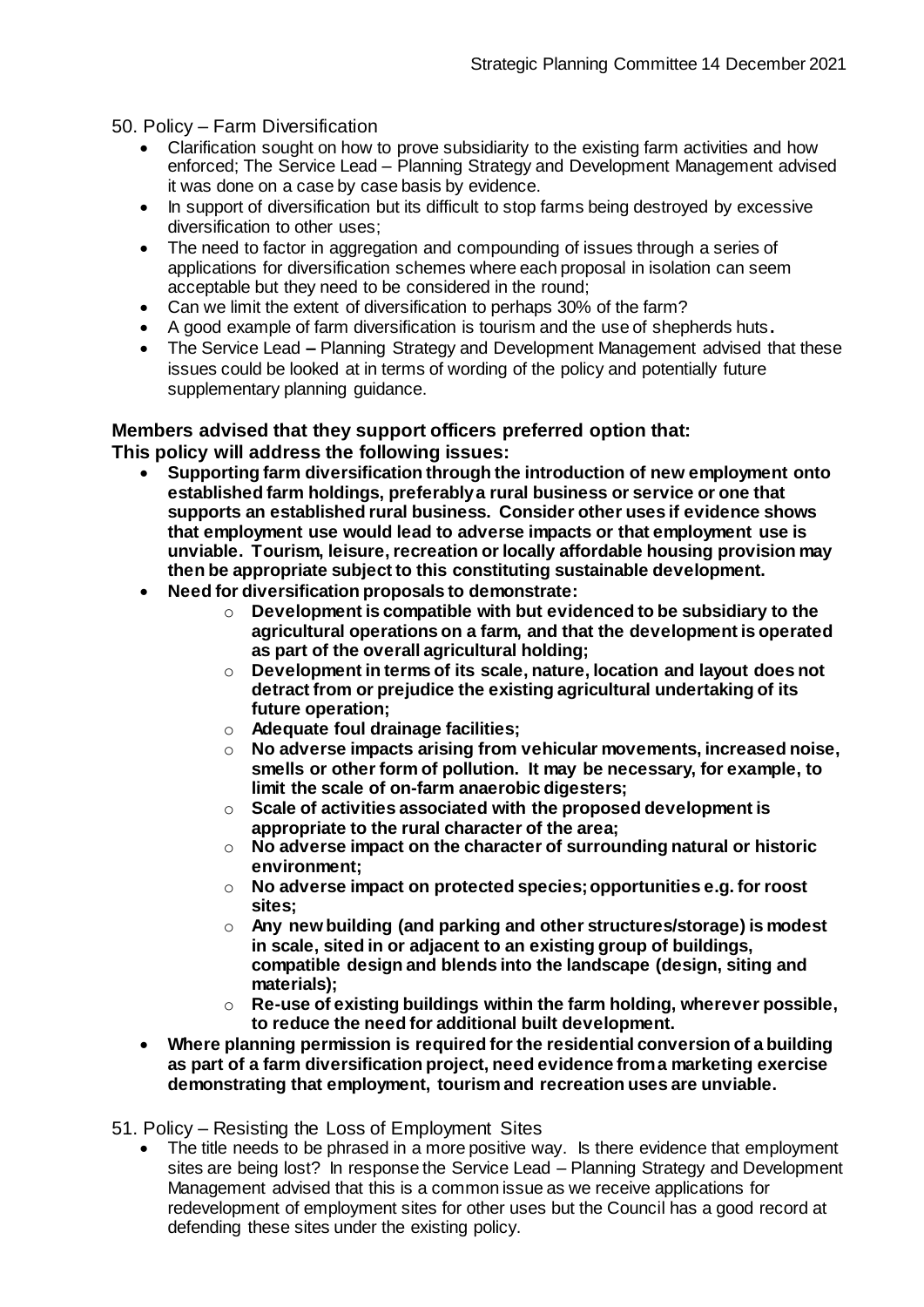50. Policy – Farm Diversification

- Clarification sought on how to prove subsidiarity to the existing farm activities and how enforced; The Service Lead – Planning Strategy and Development Management advised it was done on a case by case basis by evidence.
- In support of diversification but its difficult to stop farms being destroyed by excessive diversification to other uses;
- The need to factor in aggregation and compounding of issues through a series of applications for diversification schemes where each proposal in isolation can seem acceptable but they need to be considered in the round;
- Can we limit the extent of diversification to perhaps 30% of the farm?
- A good example of farm diversification is tourism and the use of shepherds huts**.**
- The Service Lead **–** Planning Strategy and Development Management advised that these issues could be looked at in terms of wording of the policy and potentially future supplementary planning guidance.

**Members advised that they support officers preferred option that:**
**This policy will address the following issues:**

- **Supporting farm diversification through the introduction of new employment onto established farm holdings, preferably a rural business or service or one that supports an established rural business. Consider other uses if evidence shows that employment use would lead to adverse impacts or that employment use is unviable. Tourism, leisure, recreation or locally affordable housing provision may then be appropriate subject to this constituting sustainable development.**
- **Need for diversification proposals to demonstrate:**
  - **Development is compatible with but evidenced to be subsidiary to the agricultural operations on a farm, and that the development is operated as part of the overall agricultural holding;**
  - **Development in terms of its scale, nature, location and layout does not detract from or prejudice the existing agricultural undertaking of its future operation;**
  - **Adequate foul drainage facilities;**
  - **No adverse impacts arising from vehicular movements, increased noise, smells or other form of pollution. It may be necessary, for example, to limit the scale of on-farm anaerobic digesters;**
  - **Scale of activities associated with the proposed development is appropriate to the rural character of the area;**
  - **No adverse impact on the character of surrounding natural or historic environment;**
  - **No adverse impact on protected species; opportunities e.g. for roost sites;**
  - **Any new building (and parking and other structures/storage) is modest in scale, sited in or adjacent to an existing group of buildings, compatible design and blends into the landscape (design, siting and materials);**
  - **Re-use of existing buildings within the farm holding, wherever possible, to reduce the need for additional built development.**
- **Where planning permission is required for the residential conversion of a building as part of a farm diversification project, need evidence from a marketing exercise demonstrating that employment, tourism and recreation uses are unviable.**

51. Policy – Resisting the Loss of Employment Sites

- The title needs to be phrased in a more positive way. Is there evidence that employment sites are being lost? In response the Service Lead – Planning Strategy and Development Management advised that this is a common issue as we receive applications for redevelopment of employment sites for other uses but the Council has a good record at defending these sites under the existing policy.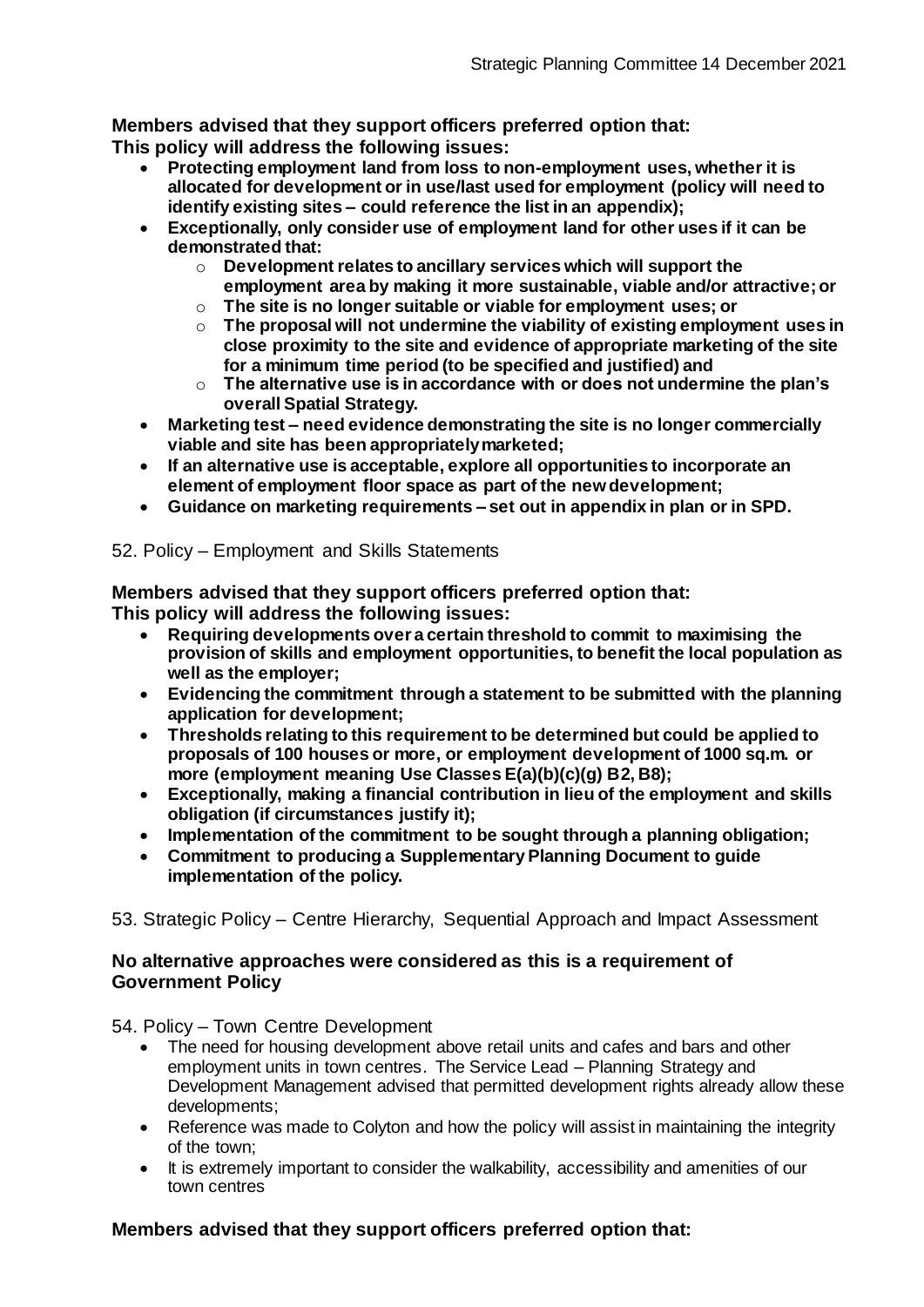**Members advised that they support officers preferred option that:**
**This policy will address the following issues:**

- **Protecting employment land from loss to non-employment uses, whether it is allocated for development or in use/last used for employment (policy will need to identify existing sites – could reference the list in an appendix);**
- **Exceptionally, only consider use of employment land for other uses if it can be demonstrated that:**
  - **Development relates to ancillary services which will support the employment area by making it more sustainable, viable and/or attractive; or**
  - **The site is no longer suitable or viable for employment uses; or**
  - **The proposal will not undermine the viability of existing employment uses in close proximity to the site and evidence of appropriate marketing of the site for a minimum time period (to be specified and justified) and**
  - **The alternative use is in accordance with or does not undermine the plan's overall Spatial Strategy.**
- **Marketing test – need evidence demonstrating the site is no longer commercially viable and site has been appropriately marketed;**
- **If an alternative use is acceptable, explore all opportunities to incorporate an element of employment floor space as part of the new development;**
- **Guidance on marketing requirements – set out in appendix in plan or in SPD.**

52. Policy – Employment and Skills Statements

**Members advised that they support officers preferred option that:**
**This policy will address the following issues:**

- **Requiring developments over a certain threshold to commit to maximising the provision of skills and employment opportunities, to benefit the local population as well as the employer;**
- **Evidencing the commitment through a statement to be submitted with the planning application for development;**
- **Thresholds relating to this requirement to be determined but could be applied to proposals of 100 houses or more, or employment development of 1000 sq.m. or more (employment meaning Use Classes E(a)(b)(c)(g) B2, B8);**
- **Exceptionally, making a financial contribution in lieu of the employment and skills obligation (if circumstances justify it);**
- **Implementation of the commitment to be sought through a planning obligation;**
- **Commitment to producing a Supplementary Planning Document to guide implementation of the policy.**

53. Strategic Policy – Centre Hierarchy, Sequential Approach and Impact Assessment

**No alternative approaches were considered as this is a requirement of Government Policy**

54. Policy – Town Centre Development

- The need for housing development above retail units and cafes and bars and other employment units in town centres. The Service Lead – Planning Strategy and Development Management advised that permitted development rights already allow these developments;
- Reference was made to Colyton and how the policy will assist in maintaining the integrity of the town;
- It is extremely important to consider the walkability, accessibility and amenities of our town centres

**Members advised that they support officers preferred option that:**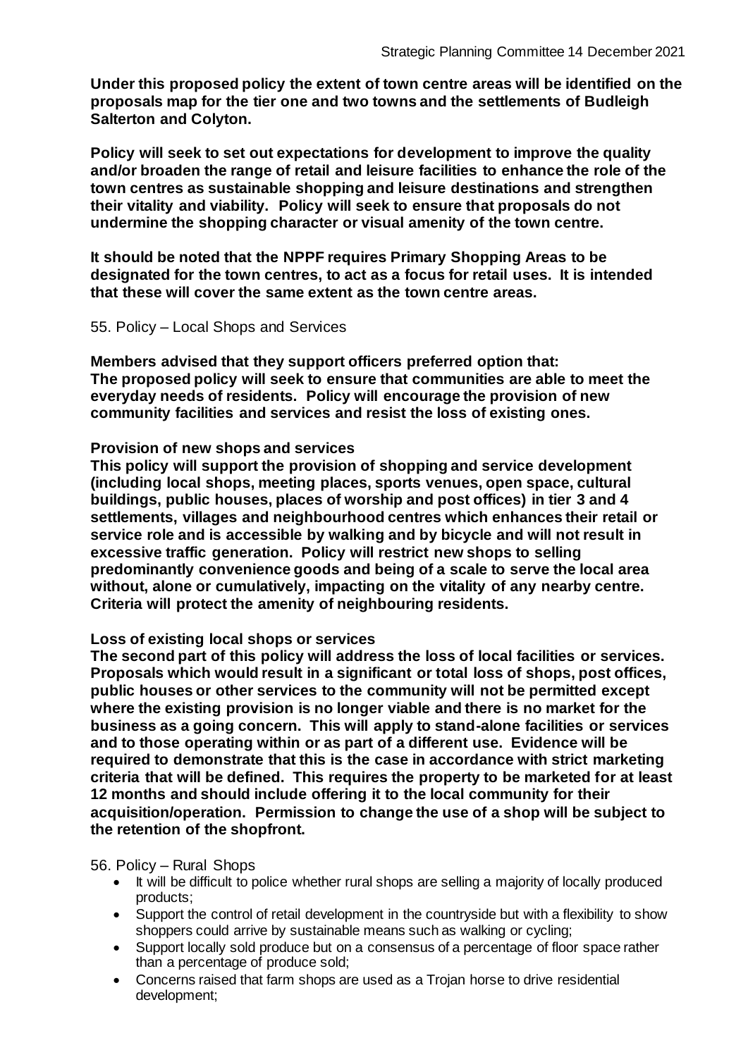**Under this proposed policy the extent of town centre areas will be identified on the proposals map for the tier one and two towns and the settlements of Budleigh Salterton and Colyton.**

**Policy will seek to set out expectations for development to improve the quality and/or broaden the range of retail and leisure facilities to enhance the role of the town centres as sustainable shopping and leisure destinations and strengthen their vitality and viability. Policy will seek to ensure that proposals do not undermine the shopping character or visual amenity of the town centre.**

**It should be noted that the NPPF requires Primary Shopping Areas to be designated for the town centres, to act as a focus for retail uses. It is intended that these will cover the same extent as the town centre areas.**

55. Policy – Local Shops and Services

**Members advised that they support officers preferred option that: The proposed policy will seek to ensure that communities are able to meet the everyday needs of residents. Policy will encourage the provision of new community facilities and services and resist the loss of existing ones.**

**Provision of new shops and services**

**This policy will support the provision of shopping and service development (including local shops, meeting places, sports venues, open space, cultural buildings, public houses, places of worship and post offices) in tier 3 and 4 settlements, villages and neighbourhood centres which enhances their retail or service role and is accessible by walking and by bicycle and will not result in excessive traffic generation. Policy will restrict new shops to selling predominantly convenience goods and being of a scale to serve the local area without, alone or cumulatively, impacting on the vitality of any nearby centre. Criteria will protect the amenity of neighbouring residents.**

**Loss of existing local shops or services**

**The second part of this policy will address the loss of local facilities or services. Proposals which would result in a significant or total loss of shops, post offices, public houses or other services to the community will not be permitted except where the existing provision is no longer viable and there is no market for the business as a going concern. This will apply to stand-alone facilities or services and to those operating within or as part of a different use. Evidence will be required to demonstrate that this is the case in accordance with strict marketing criteria that will be defined. This requires the property to be marketed for at least 12 months and should include offering it to the local community for their acquisition/operation. Permission to change the use of a shop will be subject to the retention of the shopfront.**

56. Policy – Rural Shops

- It will be difficult to police whether rural shops are selling a majority of locally produced products;
- Support the control of retail development in the countryside but with a flexibility to show shoppers could arrive by sustainable means such as walking or cycling;
- Support locally sold produce but on a consensus of a percentage of floor space rather than a percentage of produce sold;
- Concerns raised that farm shops are used as a Trojan horse to drive residential development;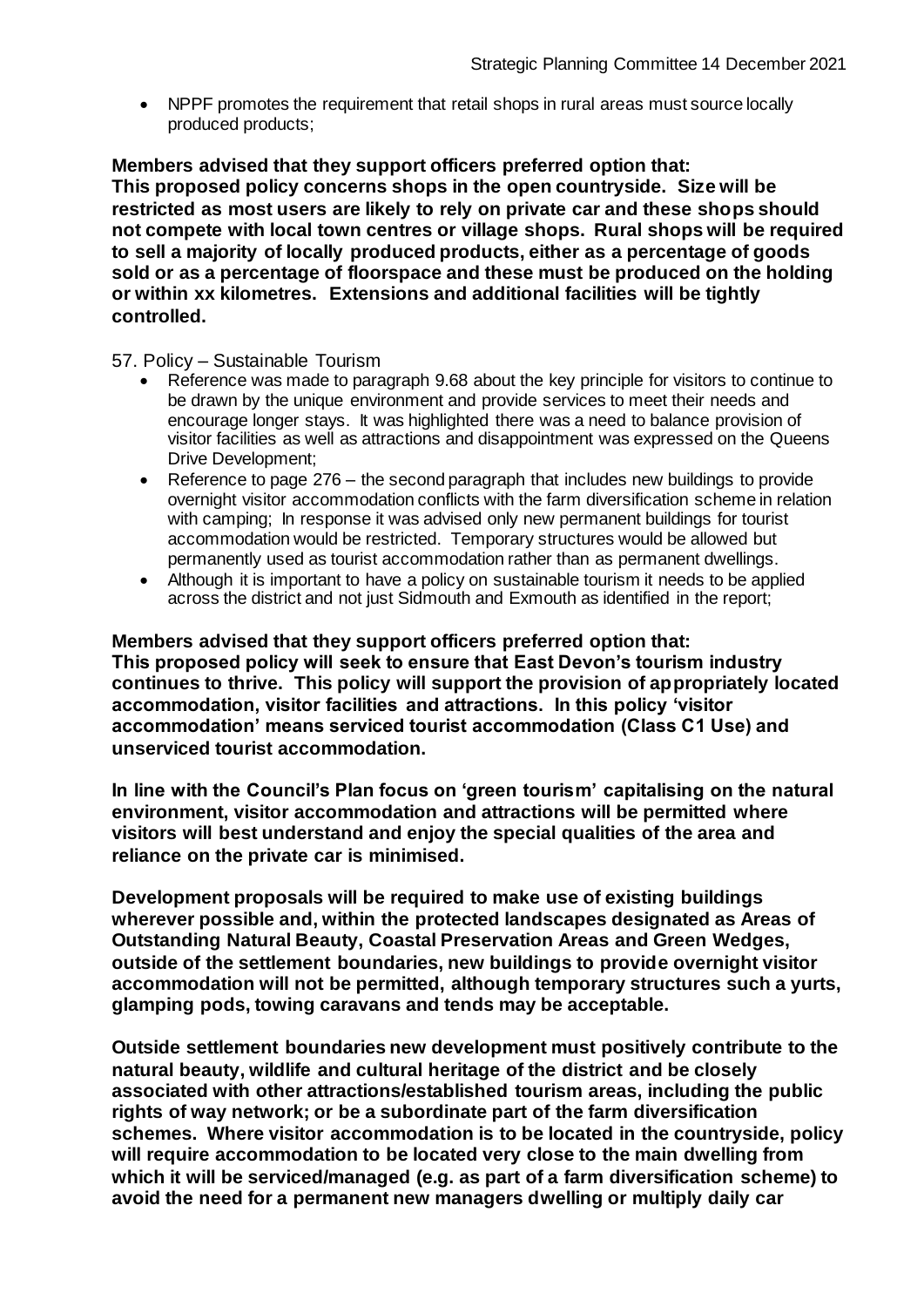- NPPF promotes the requirement that retail shops in rural areas must source locally produced products;

**Members advised that they support officers preferred option that:**
**This proposed policy concerns shops in the open countryside. Size will be restricted as most users are likely to rely on private car and these shops should not compete with local town centres or village shops. Rural shops will be required to sell a majority of locally produced products, either as a percentage of goods sold or as a percentage of floorspace and these must be produced on the holding or within xx kilometres. Extensions and additional facilities will be tightly controlled.**

57. Policy – Sustainable Tourism

- Reference was made to paragraph 9.68 about the key principle for visitors to continue to be drawn by the unique environment and provide services to meet their needs and encourage longer stays. It was highlighted there was a need to balance provision of visitor facilities as well as attractions and disappointment was expressed on the Queens Drive Development;
- Reference to page 276 – the second paragraph that includes new buildings to provide overnight visitor accommodation conflicts with the farm diversification scheme in relation with camping; In response it was advised only new permanent buildings for tourist accommodation would be restricted. Temporary structures would be allowed but permanently used as tourist accommodation rather than as permanent dwellings.
- Although it is important to have a policy on sustainable tourism it needs to be applied across the district and not just Sidmouth and Exmouth as identified in the report;

**Members advised that they support officers preferred option that:**
**This proposed policy will seek to ensure that East Devon's tourism industry continues to thrive. This policy will support the provision of appropriately located accommodation, visitor facilities and attractions. In this policy 'visitor accommodation' means serviced tourist accommodation (Class C1 Use) and unserviced tourist accommodation.**

**In line with the Council's Plan focus on 'green tourism' capitalising on the natural environment, visitor accommodation and attractions will be permitted where visitors will best understand and enjoy the special qualities of the area and reliance on the private car is minimised.**

**Development proposals will be required to make use of existing buildings wherever possible and, within the protected landscapes designated as Areas of Outstanding Natural Beauty, Coastal Preservation Areas and Green Wedges, outside of the settlement boundaries, new buildings to provide overnight visitor accommodation will not be permitted, although temporary structures such a yurts, glamping pods, towing caravans and tends may be acceptable.**

**Outside settlement boundaries new development must positively contribute to the natural beauty, wildlife and cultural heritage of the district and be closely associated with other attractions/established tourism areas, including the public rights of way network; or be a subordinate part of the farm diversification schemes. Where visitor accommodation is to be located in the countryside, policy will require accommodation to be located very close to the main dwelling from which it will be serviced/managed (e.g. as part of a farm diversification scheme) to avoid the need for a permanent new managers dwelling or multiply daily car**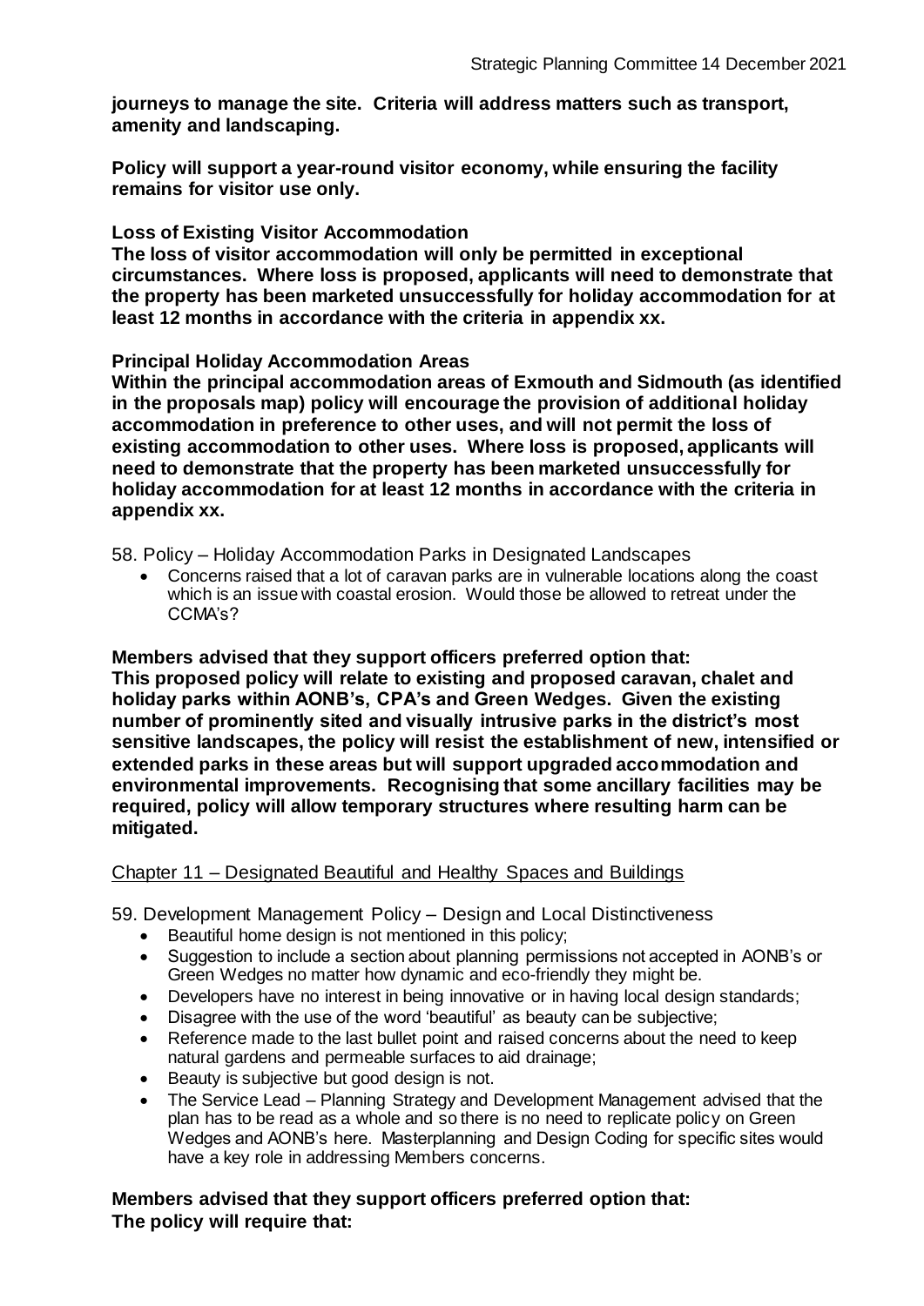**journeys to manage the site. Criteria will address matters such as transport, amenity and landscaping.**

**Policy will support a year-round visitor economy, while ensuring the facility remains for visitor use only.**

**Loss of Existing Visitor Accommodation**
**The loss of visitor accommodation will only be permitted in exceptional circumstances. Where loss is proposed, applicants will need to demonstrate that the property has been marketed unsuccessfully for holiday accommodation for at least 12 months in accordance with the criteria in appendix xx.**

**Principal Holiday Accommodation Areas**
**Within the principal accommodation areas of Exmouth and Sidmouth (as identified in the proposals map) policy will encourage the provision of additional holiday accommodation in preference to other uses, and will not permit the loss of existing accommodation to other uses. Where loss is proposed, applicants will need to demonstrate that the property has been marketed unsuccessfully for holiday accommodation for at least 12 months in accordance with the criteria in appendix xx.**

58. Policy – Holiday Accommodation Parks in Designated Landscapes

- Concerns raised that a lot of caravan parks are in vulnerable locations along the coast which is an issue with coastal erosion. Would those be allowed to retreat under the CCMA's?

**Members advised that they support officers preferred option that:**
**This proposed policy will relate to existing and proposed caravan, chalet and holiday parks within AONB's, CPA's and Green Wedges. Given the existing number of prominently sited and visually intrusive parks in the district's most sensitive landscapes, the policy will resist the establishment of new, intensified or extended parks in these areas but will support upgraded accommodation and environmental improvements. Recognising that some ancillary facilities may be required, policy will allow temporary structures where resulting harm can be mitigated.**

Chapter 11 – Designated Beautiful and Healthy Spaces and Buildings

59. Development Management Policy – Design and Local Distinctiveness

- Beautiful home design is not mentioned in this policy;
- Suggestion to include a section about planning permissions not accepted in AONB's or Green Wedges no matter how dynamic and eco-friendly they might be.
- Developers have no interest in being innovative or in having local design standards;
- Disagree with the use of the word 'beautiful' as beauty can be subjective;
- Reference made to the last bullet point and raised concerns about the need to keep natural gardens and permeable surfaces to aid drainage;
- Beauty is subjective but good design is not.
- The Service Lead – Planning Strategy and Development Management advised that the plan has to be read as a whole and so there is no need to replicate policy on Green Wedges and AONB's here. Masterplanning and Design Coding for specific sites would have a key role in addressing Members concerns.

**Members advised that they support officers preferred option that:**
**The policy will require that:**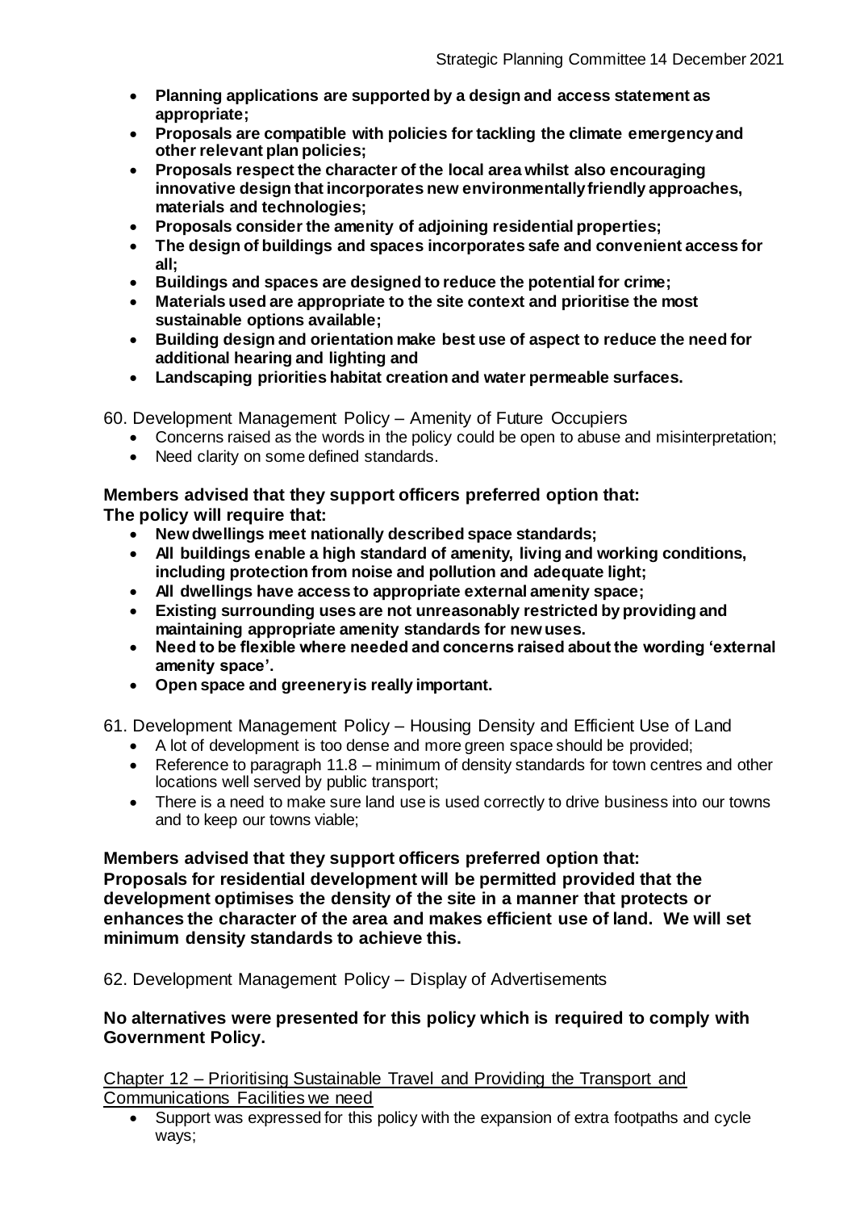- **Planning applications are supported by a design and access statement as appropriate;**
- **Proposals are compatible with policies for tackling the climate emergency and other relevant plan policies;**
- **Proposals respect the character of the local area whilst also encouraging innovative design that incorporates new environmentally friendly approaches, materials and technologies;**
- **Proposals consider the amenity of adjoining residential properties;**
- **The design of buildings and spaces incorporates safe and convenient access for all;**
- **Buildings and spaces are designed to reduce the potential for crime;**
- **Materials used are appropriate to the site context and prioritise the most sustainable options available;**
- **Building design and orientation make best use of aspect to reduce the need for additional hearing and lighting and**
- **Landscaping priorities habitat creation and water permeable surfaces.**

60. Development Management Policy – Amenity of Future Occupiers

- Concerns raised as the words in the policy could be open to abuse and misinterpretation;
- Need clarity on some defined standards.

**Members advised that they support officers preferred option that:**
**The policy will require that:**

- **New dwellings meet nationally described space standards;**
- **All buildings enable a high standard of amenity, living and working conditions, including protection from noise and pollution and adequate light;**
- **All dwellings have access to appropriate external amenity space;**
- **Existing surrounding uses are not unreasonably restricted by providing and maintaining appropriate amenity standards for new uses.**
- **Need to be flexible where needed and concerns raised about the wording 'external amenity space'.**
- **Open space and greenery is really important.**

61. Development Management Policy – Housing Density and Efficient Use of Land

- A lot of development is too dense and more green space should be provided;
- Reference to paragraph 11.8 – minimum of density standards for town centres and other locations well served by public transport;
- There is a need to make sure land use is used correctly to drive business into our towns and to keep our towns viable;

**Members advised that they support officers preferred option that:**
**Proposals for residential development will be permitted provided that the development optimises the density of the site in a manner that protects or enhances the character of the area and makes efficient use of land. We will set minimum density standards to achieve this.**

62. Development Management Policy – Display of Advertisements

**No alternatives were presented for this policy which is required to comply with Government Policy.**

<u>Chapter 12 – Prioritising Sustainable Travel and Providing the Transport and Communications Facilities we need</u>

- Support was expressed for this policy with the expansion of extra footpaths and cycle ways;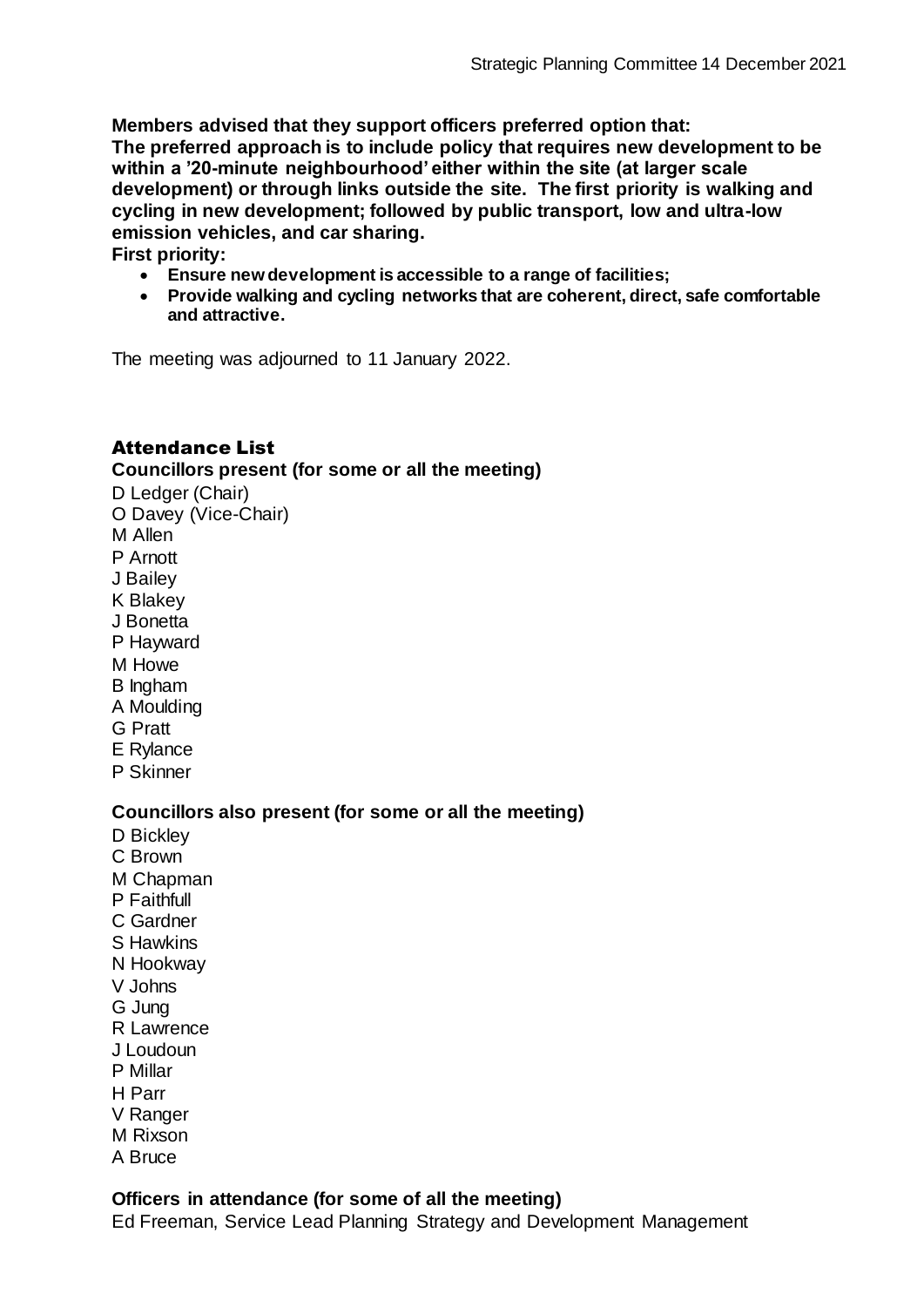**Members advised that they support officers preferred option that:**
**The preferred approach is to include policy that requires new development to be within a '20-minute neighbourhood' either within the site (at larger scale development) or through links outside the site. The first priority is walking and cycling in new development; followed by public transport, low and ultra-low emission vehicles, and car sharing.**
**First priority:**

- **Ensure new development is accessible to a range of facilities;**
- **Provide walking and cycling networks that are coherent, direct, safe comfortable and attractive.**

The meeting was adjourned to 11 January 2022.

## Attendance List

### Councillors present (for some or all the meeting)

D Ledger (Chair)
O Davey (Vice-Chair)
M Allen
P Arnott
J Bailey
K Blakey
J Bonetta
P Hayward
M Howe
B Ingham
A Moulding
G Pratt
E Rylance
P Skinner

### Councillors also present (for some or all the meeting)

D Bickley
C Brown
M Chapman
P Faithfull
C Gardner
S Hawkins
N Hookway
V Johns
G Jung
R Lawrence
J Loudoun
P Millar
H Parr
V Ranger
M Rixson
A Bruce

### Officers in attendance (for some of all the meeting)

Ed Freeman, Service Lead Planning Strategy and Development Management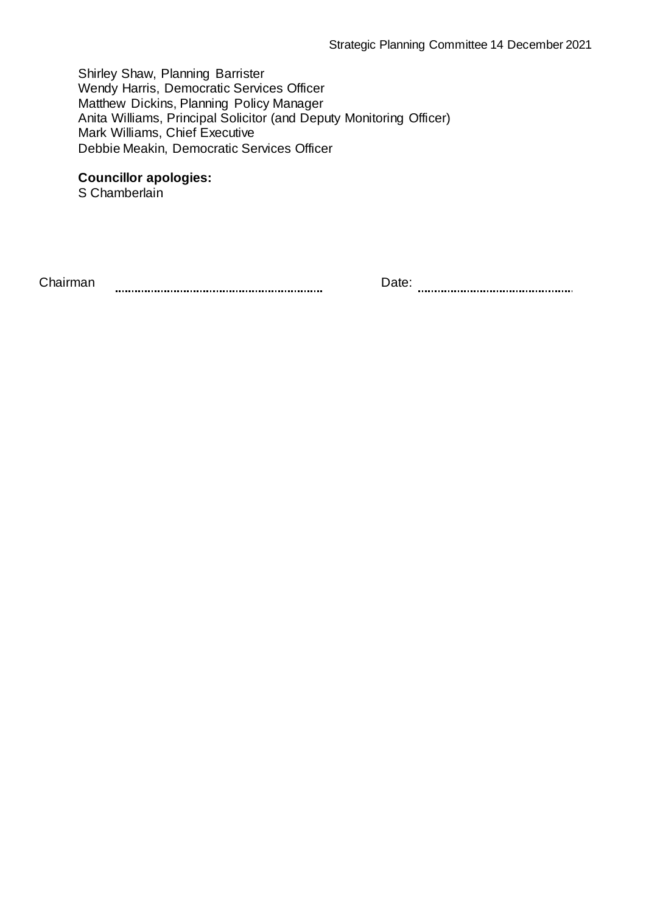Shirley Shaw, Planning Barrister
Wendy Harris, Democratic Services Officer
Matthew Dickins, Planning Policy Manager
Anita Williams, Principal Solicitor (and Deputy Monitoring Officer)
Mark Williams, Chief Executive
Debbie Meakin, Democratic Services Officer

**Councillor apologies:**
S Chamberlain

Chairman .............................................................. Date: ..............................................